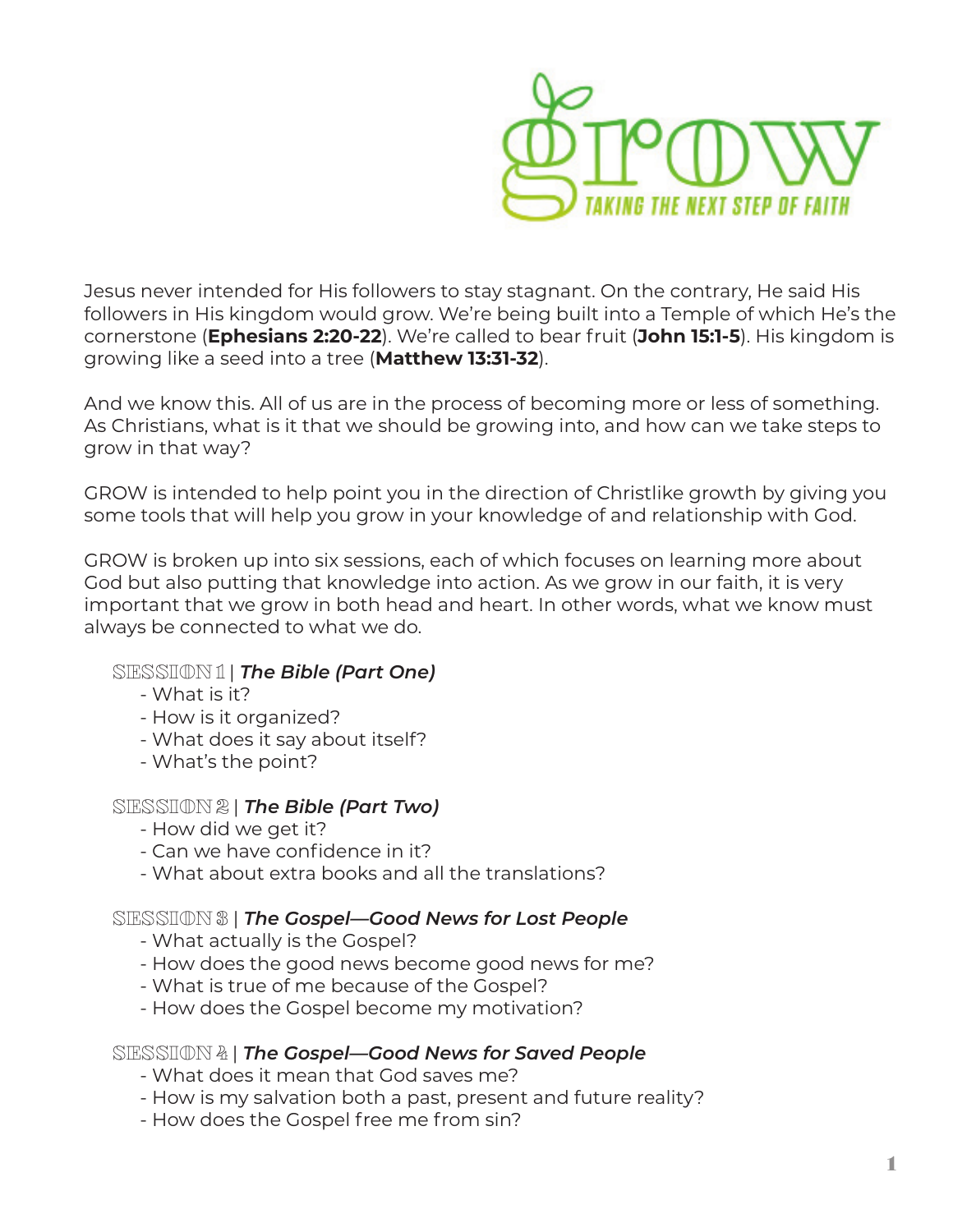# grow

TAKING THE NEXT STEP OF FAITH

Jesus never intended for His followers to stay stagnant. On the contrary, He said His followers in His kingdom would grow. We're being built into a Temple of which He's the cornerstone (**Ephesians 2:20-22**). We're called to bear fruit (**John 15:1-5**). His kingdom is growing like a seed into a tree (**Matthew 13:31-32**).

And we know this. All of us are in the process of becoming more or less of something. As Christians, what is it that we should be growing into, and how can we take steps to grow in that way?

GROW is intended to help point you in the direction of Christlike growth by giving you some tools that will help you grow in your knowledge of and relationship with God.

GROW is broken up into six sessions, each of which focuses on learning more about God but also putting that knowledge into action. As we grow in our faith, it is very important that we grow in both head and heart. In other words, what we know must always be connected to what we do.

SESSION 1 | ***The Bible (Part One)***
- What is it?
- How is it organized?
- What does it say about itself?
- What's the point?

SESSION 2 | ***The Bible (Part Two)***
- How did we get it?
- Can we have confidence in it?
- What about extra books and all the translations?

SESSION 3 | ***The Gospel—Good News for Lost People***
- What actually is the Gospel?
- How does the good news become good news for me?
- What is true of me because of the Gospel?
- How does the Gospel become my motivation?

SESSION 4 | ***The Gospel—Good News for Saved People***
- What does it mean that God saves me?
- How is my salvation both a past, present and future reality?
- How does the Gospel free me from sin?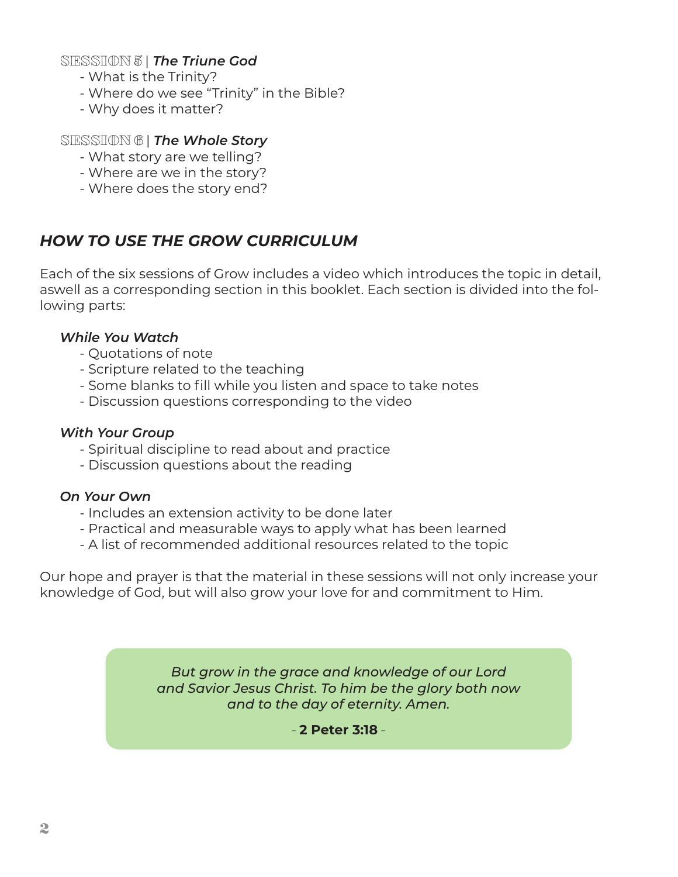**SESSION 5** | ***The Triune God***

- What is the Trinity?
- Where do we see "Trinity" in the Bible?
- Why does it matter?

**SESSION 6** | ***The Whole Story***

- What story are we telling?
- Where are we in the story?
- Where does the story end?

## *HOW TO USE THE GROW CURRICULUM*

Each of the six sessions of Grow includes a video which introduces the topic in detail, aswell as a corresponding section in this booklet. Each section is divided into the following parts:

***While You Watch***

- Quotations of note
- Scripture related to the teaching
- Some blanks to fill while you listen and space to take notes
- Discussion questions corresponding to the video

***With Your Group***

- Spiritual discipline to read about and practice
- Discussion questions about the reading

***On Your Own***

- Includes an extension activity to be done later
- Practical and measurable ways to apply what has been learned
- A list of recommended additional resources related to the topic

Our hope and prayer is that the material in these sessions will not only increase your knowledge of God, but will also grow your love for and commitment to Him.

> *But grow in the grace and knowledge of our Lord and Savior Jesus Christ. To him be the glory both now and to the day of eternity. Amen.*
>
> \- **2 Peter 3:18** -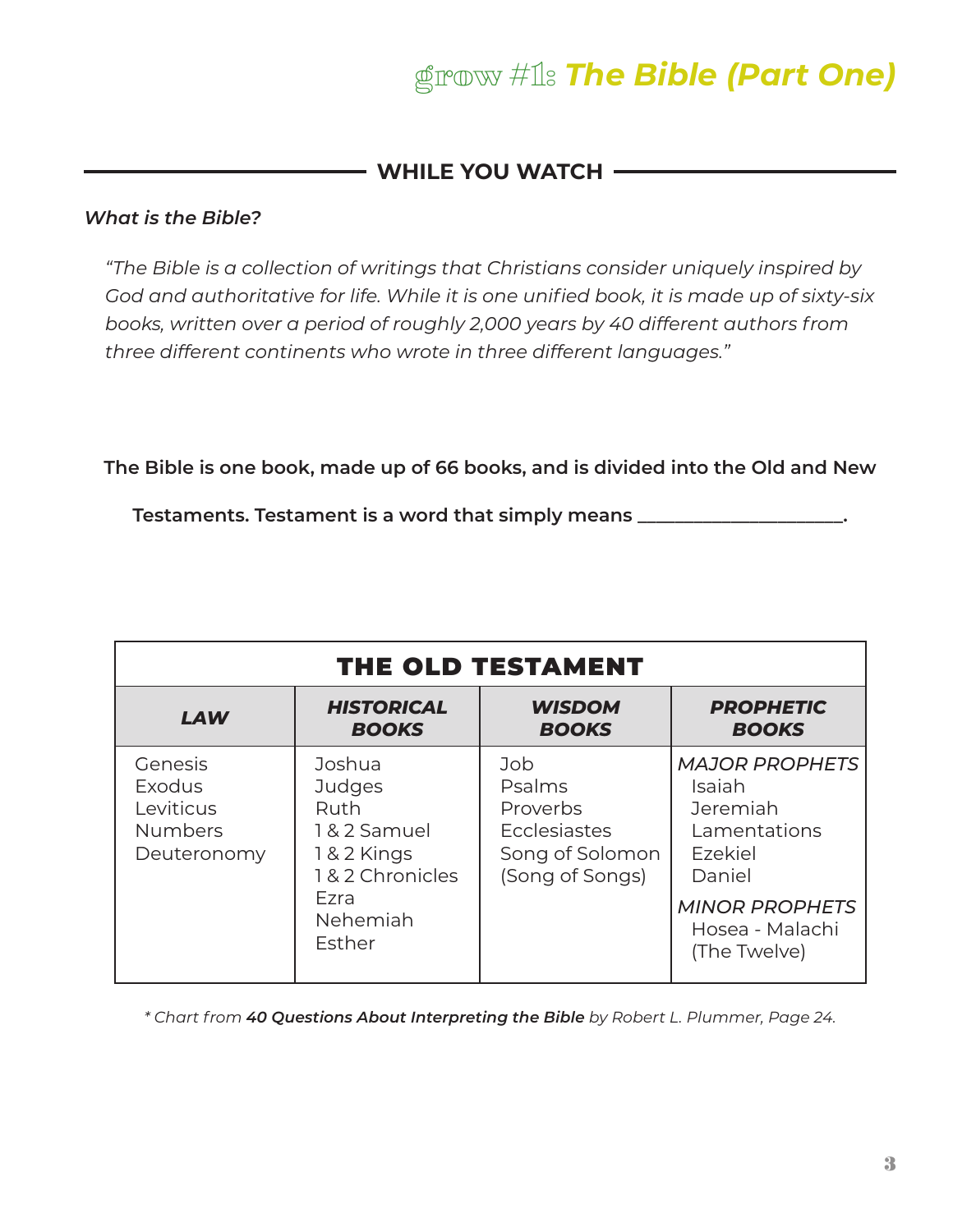# grow #1: *The Bible (Part One)*

## WHILE YOU WATCH

***What is the Bible?***

*"The Bible is a collection of writings that Christians consider uniquely inspired by God and authoritative for life. While it is one unified book, it is made up of sixty-six books, written over a period of roughly 2,000 years by 40 different authors from three different continents who wrote in three different languages."*

**The Bible is one book, made up of 66 books, and is divided into the Old and New Testaments. Testament is a word that simply means ______________________.**

| THE OLD TESTAMENT | | | |
|---|---|---|---|
| ***LAW*** | ***HISTORICAL BOOKS*** | ***WISDOM BOOKS*** | ***PROPHETIC BOOKS*** |
| Genesis<br>Exodus<br>Leviticus<br>Numbers<br>Deuteronomy | Joshua<br>Judges<br>Ruth<br>1 & 2 Samuel<br>1 & 2 Kings<br>1 & 2 Chronicles<br>Ezra<br>Nehemiah<br>Esther | Job<br>Psalms<br>Proverbs<br>Ecclesiastes<br>Song of Solomon<br>(Song of Songs) | *MAJOR PROPHETS*<br>Isaiah<br>Jeremiah<br>Lamentations<br>Ezekiel<br>Daniel<br>*MINOR PROPHETS*<br>Hosea - Malachi<br>(The Twelve) |

*\* Chart from **40 Questions About Interpreting the Bible** by Robert L. Plummer, Page 24.*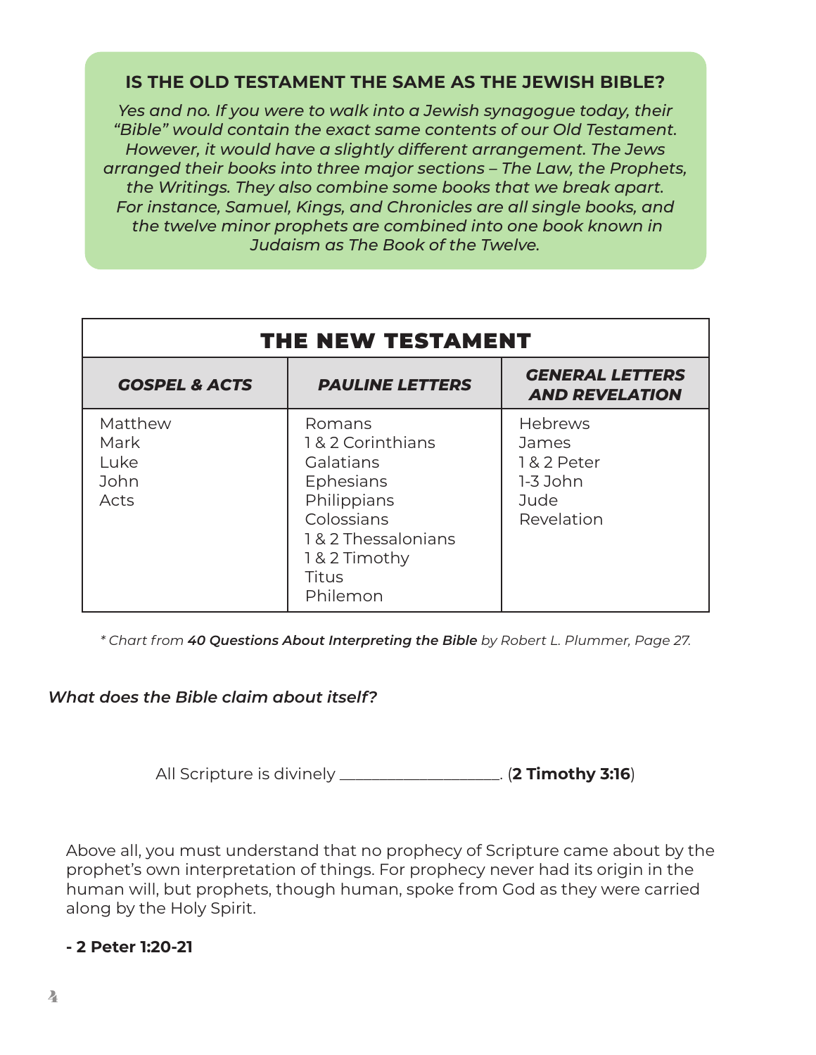## IS THE OLD TESTAMENT THE SAME AS THE JEWISH BIBLE?

*Yes and no. If you were to walk into a Jewish synagogue today, their "Bible" would contain the exact same contents of our Old Testament. However, it would have a slightly different arrangement. The Jews arranged their books into three major sections – The Law, the Prophets, the Writings. They also combine some books that we break apart. For instance, Samuel, Kings, and Chronicles are all single books, and the twelve minor prophets are combined into one book known in Judaism as The Book of the Twelve.*

| THE NEW TESTAMENT | | |
|---|---|---|
| ***GOSPEL & ACTS*** | ***PAULINE LETTERS*** | ***GENERAL LETTERS AND REVELATION*** |
| Matthew<br>Mark<br>Luke<br>John<br>Acts | Romans<br>1 & 2 Corinthians<br>Galatians<br>Ephesians<br>Philippians<br>Colossians<br>1 & 2 Thessalonians<br>1 & 2 Timothy<br>Titus<br>Philemon | Hebrews<br>James<br>1 & 2 Peter<br>1-3 John<br>Jude<br>Revelation |

*\* Chart from **40 Questions About Interpreting the Bible** by Robert L. Plummer, Page 27.*

***What does the Bible claim about itself?***

All Scripture is divinely ____________________. (**2 Timothy 3:16**)

Above all, you must understand that no prophecy of Scripture came about by the prophet's own interpretation of things. For prophecy never had its origin in the human will, but prophets, though human, spoke from God as they were carried along by the Holy Spirit.

**- 2 Peter 1:20-21**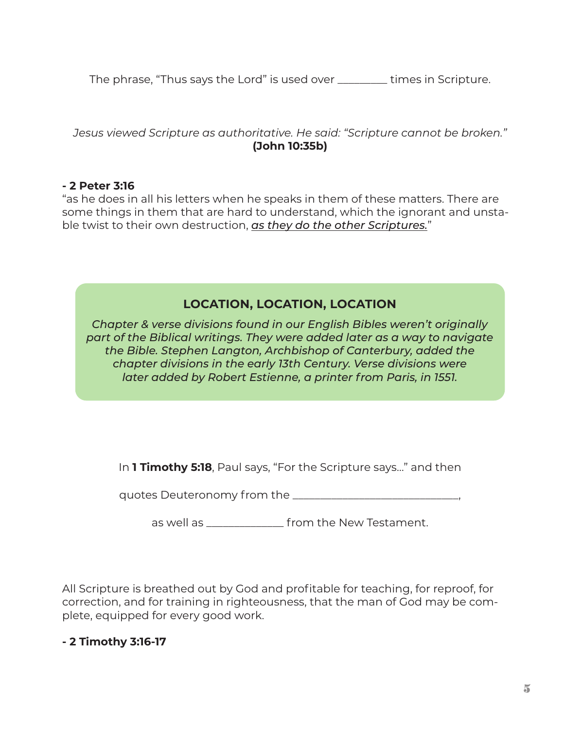The phrase, “Thus says the Lord” is used over ________ times in Scripture.

*Jesus viewed Scripture as authoritative. He said: “Scripture cannot be broken.”*
**(John 10:35b)**

**- 2 Peter 3:16**
“as he does in all his letters when he speaks in them of these matters. There are some things in them that are hard to understand, which the ignorant and unstable twist to their own destruction, <u>*as they do the other Scriptures.*</u>”

### LOCATION, LOCATION, LOCATION

*Chapter & verse divisions found in our English Bibles weren't originally part of the Biblical writings. They were added later as a way to navigate the Bible. Stephen Langton, Archbishop of Canterbury, added the chapter divisions in the early 13th Century. Verse divisions were later added by Robert Estienne, a printer from Paris, in 1551.*

In **1 Timothy 5:18**, Paul says, “For the Scripture says…” and then quotes Deuteronomy from the ____________________________, as well as _____________ from the New Testament.

All Scripture is breathed out by God and profitable for teaching, for reproof, for correction, and for training in righteousness, that the man of God may be complete, equipped for every good work.

**- 2 Timothy 3:16-17**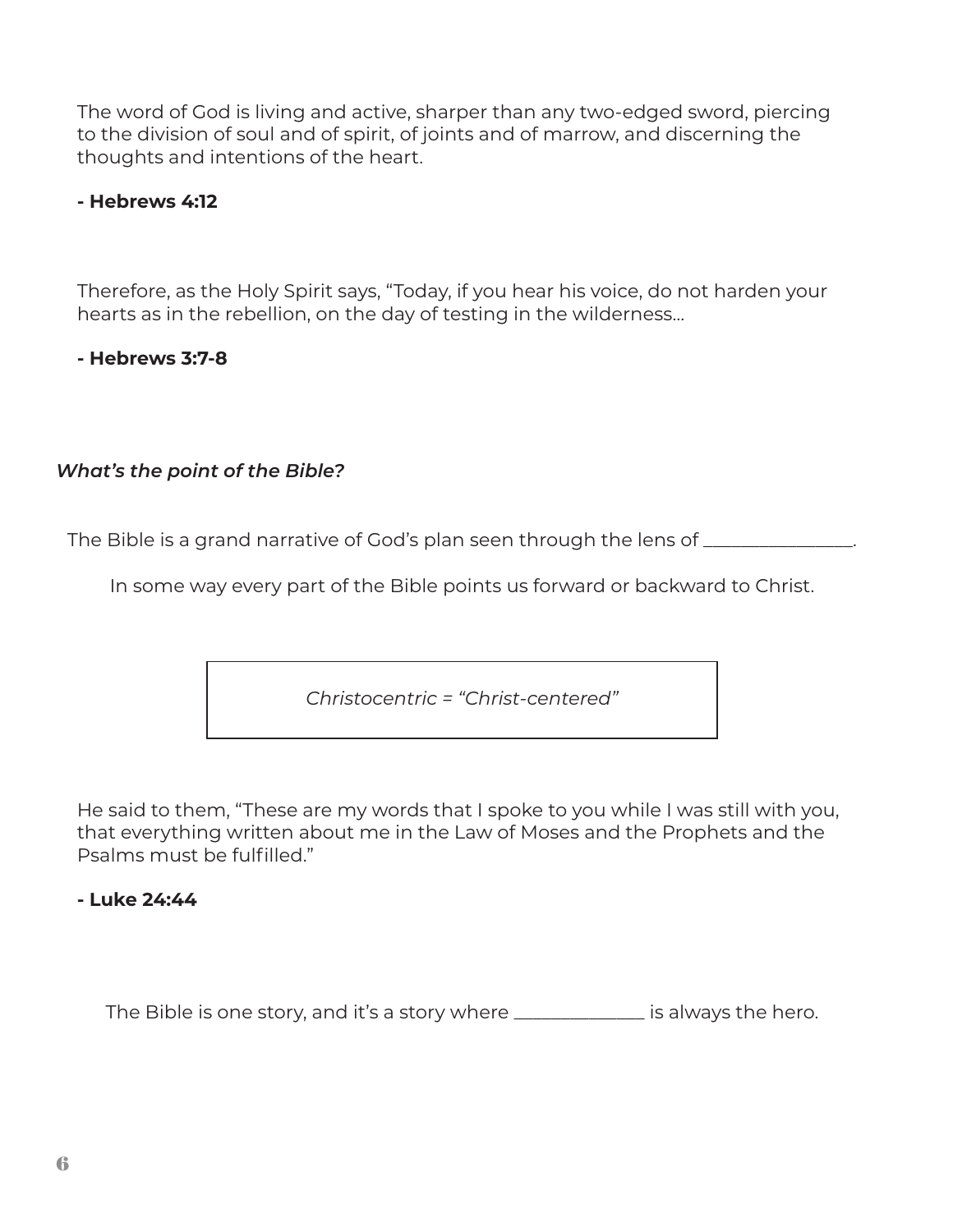The word of God is living and active, sharper than any two-edged sword, piercing to the division of soul and of spirit, of joints and of marrow, and discerning the thoughts and intentions of the heart.

**- Hebrews 4:12**

Therefore, as the Holy Spirit says, "Today, if you hear his voice, do not harden your hearts as in the rebellion, on the day of testing in the wilderness...

**- Hebrews 3:7-8**

***What's the point of the Bible?***

The Bible is a grand narrative of God's plan seen through the lens of ________________.

In some way every part of the Bible points us forward or backward to Christ.

| *Christocentric = "Christ-centered"* |
|---|

He said to them, "These are my words that I spoke to you while I was still with you, that everything written about me in the Law of Moses and the Prophets and the Psalms must be fulfilled."

**- Luke 24:44**

The Bible is one story, and it's a story where ______________ is always the hero.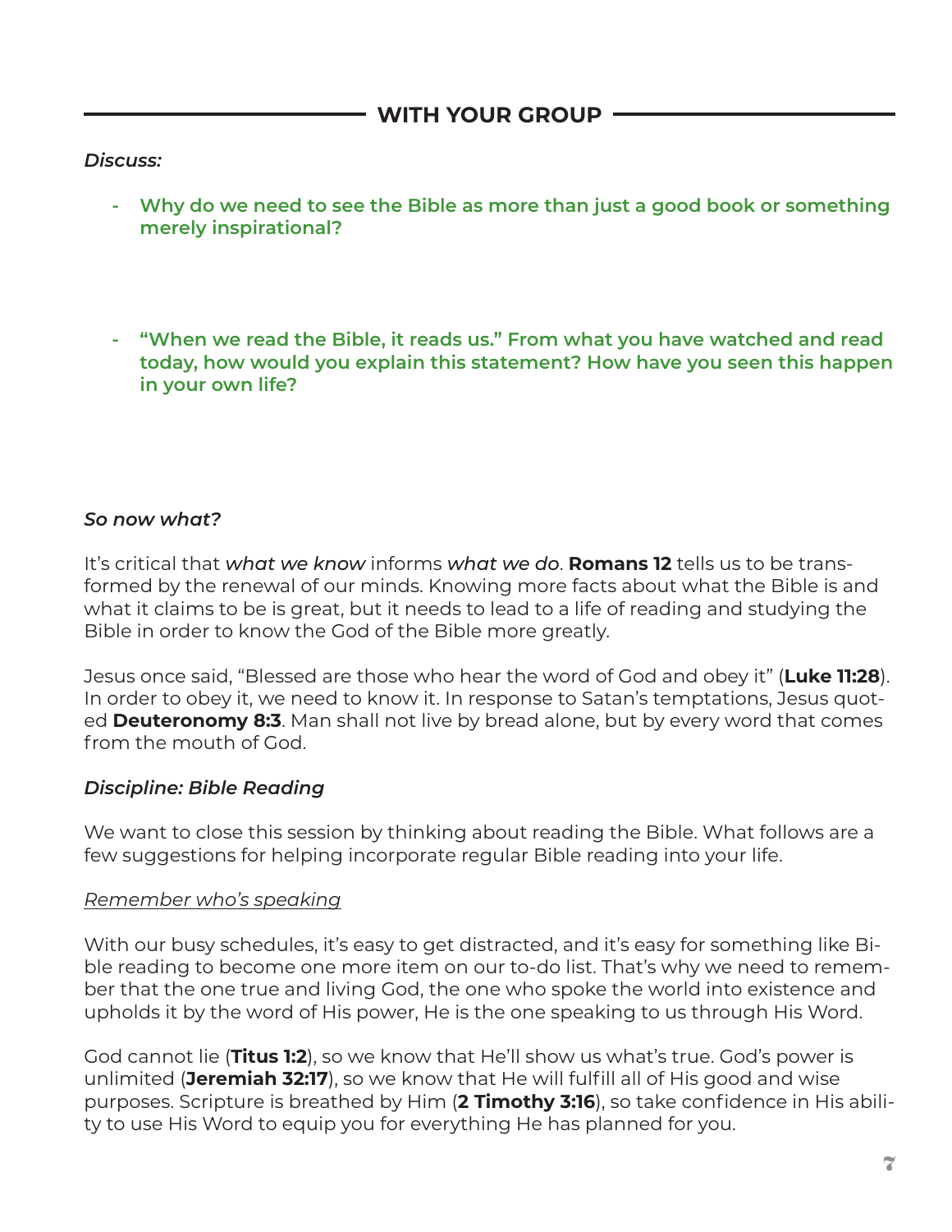## WITH YOUR GROUP

*Discuss:*

- **Why do we need to see the Bible as more than just a good book or something merely inspirational?**

- **"When we read the Bible, it reads us." From what you have watched and read today, how would you explain this statement? How have you seen this happen in your own life?**

*So now what?*

It's critical that *what we know* informs *what we do*. **Romans 12** tells us to be transformed by the renewal of our minds. Knowing more facts about what the Bible is and what it claims to be is great, but it needs to lead to a life of reading and studying the Bible in order to know the God of the Bible more greatly.

Jesus once said, "Blessed are those who hear the word of God and obey it" (**Luke 11:28**). In order to obey it, we need to know it. In response to Satan's temptations, Jesus quoted **Deuteronomy 8:3**. Man shall not live by bread alone, but by every word that comes from the mouth of God.

### *Discipline: Bible Reading*

We want to close this session by thinking about reading the Bible. What follows are a few suggestions for helping incorporate regular Bible reading into your life.

<u>Remember who's speaking</u>

With our busy schedules, it's easy to get distracted, and it's easy for something like Bible reading to become one more item on our to-do list. That's why we need to remember that the one true and living God, the one who spoke the world into existence and upholds it by the word of His power, He is the one speaking to us through His Word.

God cannot lie (**Titus 1:2**), so we know that He'll show us what's true. God's power is unlimited (**Jeremiah 32:17**), so we know that He will fulfill all of His good and wise purposes. Scripture is breathed by Him (**2 Timothy 3:16**), so take confidence in His ability to use His Word to equip you for everything He has planned for you.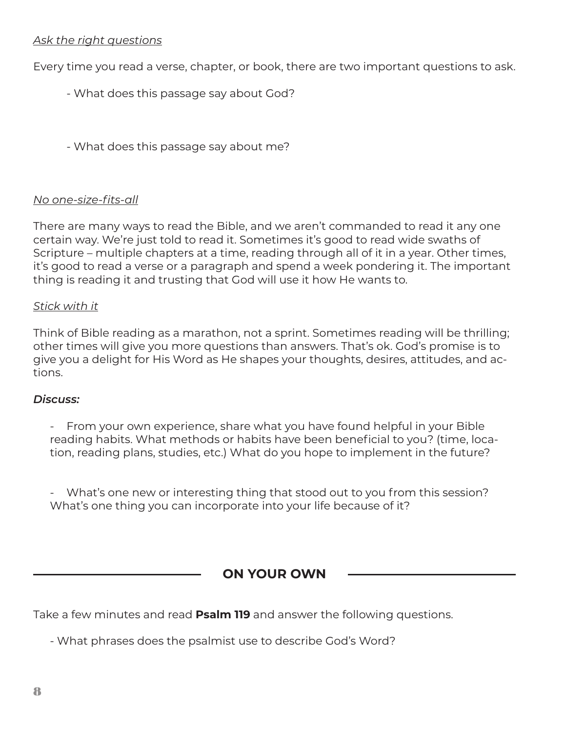*Ask the right questions*

Every time you read a verse, chapter, or book, there are two important questions to ask.

- What does this passage say about God?

- What does this passage say about me?

*No one-size-fits-all*

There are many ways to read the Bible, and we aren't commanded to read it any one certain way. We're just told to read it. Sometimes it's good to read wide swaths of Scripture – multiple chapters at a time, reading through all of it in a year. Other times, it's good to read a verse or a paragraph and spend a week pondering it. The important thing is reading it and trusting that God will use it how He wants to.

*Stick with it*

Think of Bible reading as a marathon, not a sprint. Sometimes reading will be thrilling; other times will give you more questions than answers. That's ok. God's promise is to give you a delight for His Word as He shapes your thoughts, desires, attitudes, and actions.

***Discuss:***

- From your own experience, share what you have found helpful in your Bible reading habits. What methods or habits have been beneficial to you? (time, location, reading plans, studies, etc.) What do you hope to implement in the future?

- What's one new or interesting thing that stood out to you from this session? What's one thing you can incorporate into your life because of it?

## ON YOUR OWN

Take a few minutes and read **Psalm 119** and answer the following questions.

- What phrases does the psalmist use to describe God's Word?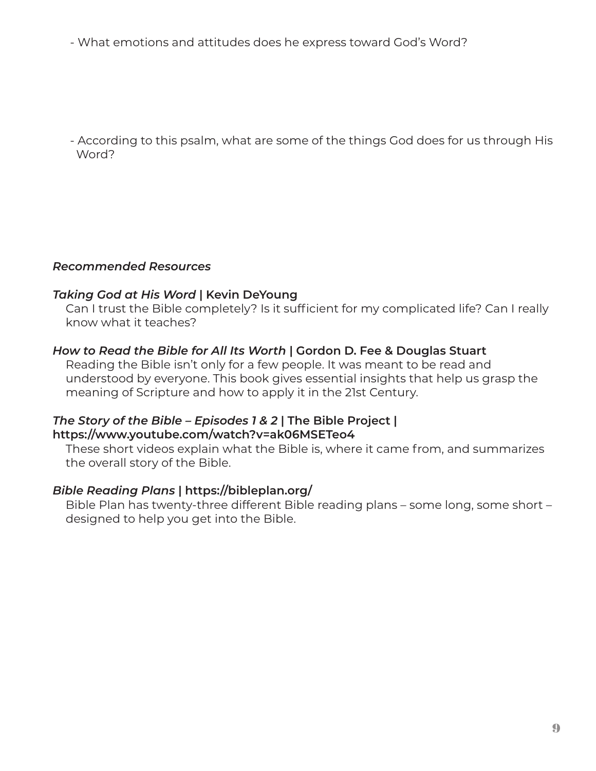- What emotions and attitudes does he express toward God's Word?

- According to this psalm, what are some of the things God does for us through His Word?

***Recommended Resources***

***Taking God at His Word* | Kevin DeYoung**

Can I trust the Bible completely? Is it sufficient for my complicated life? Can I really know what it teaches?

***How to Read the Bible for All Its Worth* | Gordon D. Fee & Douglas Stuart**

Reading the Bible isn't only for a few people. It was meant to be read and understood by everyone. This book gives essential insights that help us grasp the meaning of Scripture and how to apply it in the 21st Century.

***The Story of the Bible – Episodes 1 & 2* | The Bible Project | https://www.youtube.com/watch?v=ak06MSETeo4**

These short videos explain what the Bible is, where it came from, and summarizes the overall story of the Bible.

***Bible Reading Plans* | https://bibleplan.org/**

Bible Plan has twenty-three different Bible reading plans – some long, some short – designed to help you get into the Bible.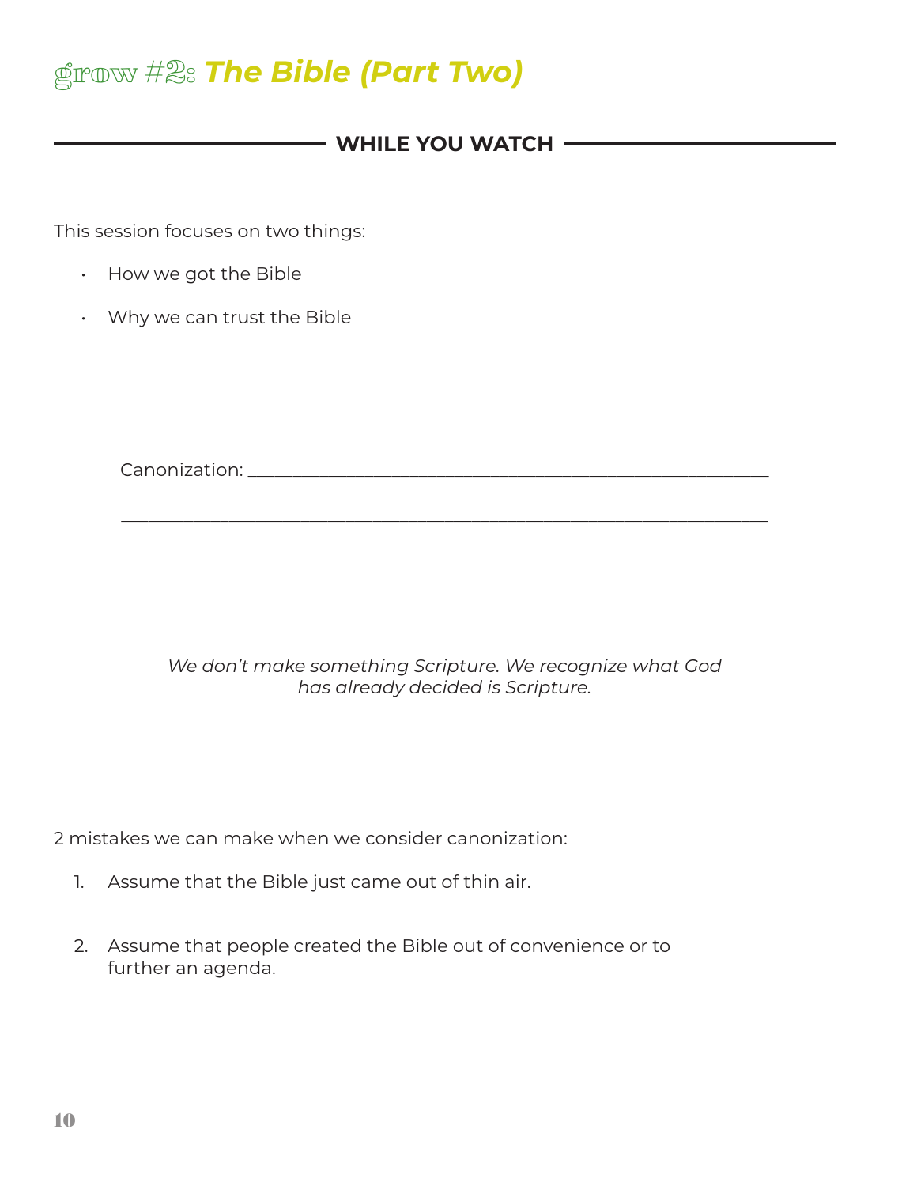# grow #2: *The Bible (Part Two)*

**WHILE YOU WATCH**

This session focuses on two things:

- How we got the Bible
- Why we can trust the Bible

Canonization: ______________________________________________________________

______________________________________________________________

*We don't make something Scripture. We recognize what God has already decided is Scripture.*

2 mistakes we can make when we consider canonization:

1. Assume that the Bible just came out of thin air.
2. Assume that people created the Bible out of convenience or to further an agenda.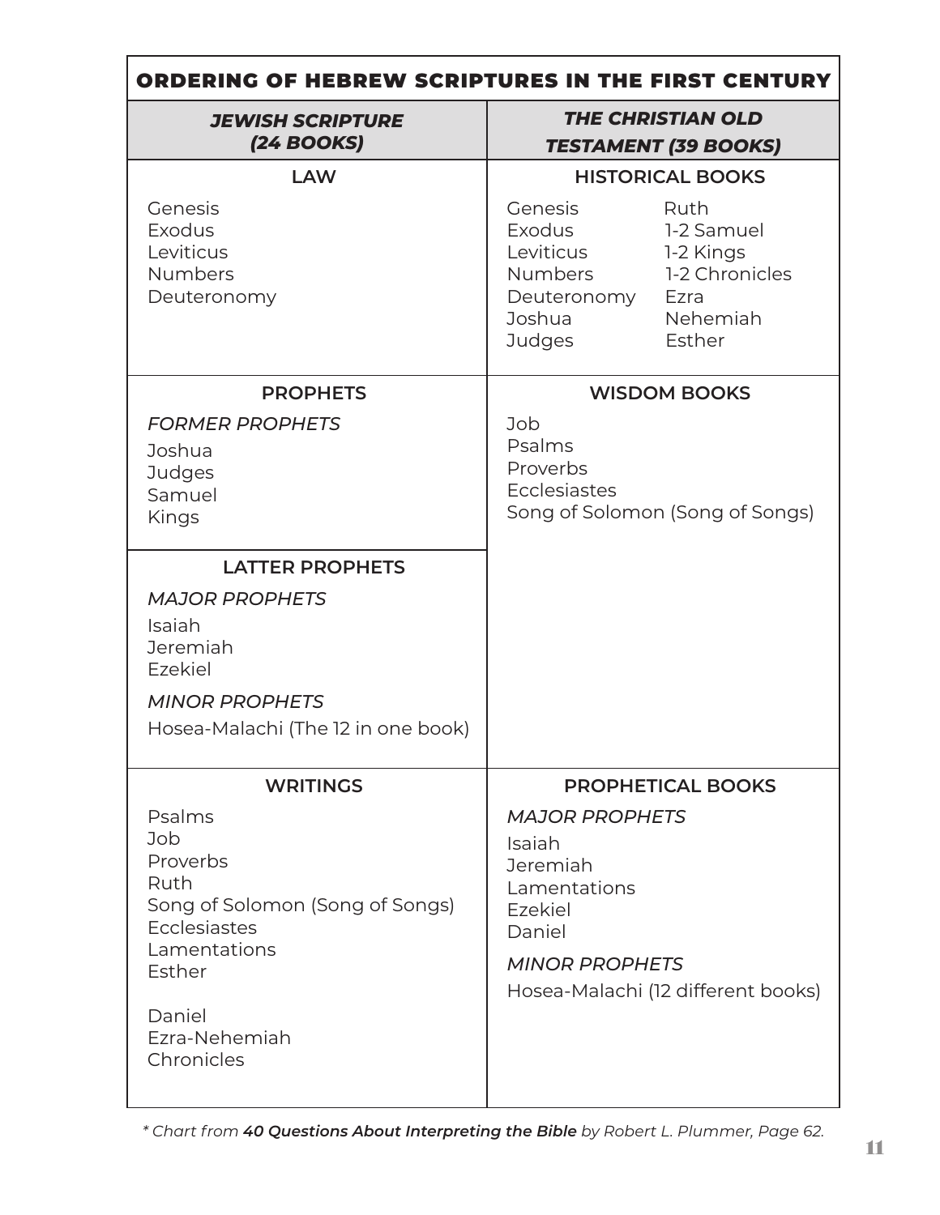## ORDERING OF HEBREW SCRIPTURES IN THE FIRST CENTURY

| ***JEWISH SCRIPTURE (24 BOOKS)*** | ***THE CHRISTIAN OLD TESTAMENT (39 BOOKS)*** |
| --- | --- |
| **LAW**<br>Genesis<br>Exodus<br>Leviticus<br>Numbers<br>Deuteronomy | **HISTORICAL BOOKS**<br>Genesis<br>Exodus<br>Leviticus<br>Numbers<br>Deuteronomy<br>Joshua<br>Judges<br>Ruth<br>1-2 Samuel<br>1-2 Kings<br>1-2 Chronicles<br>Ezra<br>Nehemiah<br>Esther |
| **PROPHETS**<br>*FORMER PROPHETS*<br>Joshua<br>Judges<br>Samuel<br>Kings<br>**LATTER PROPHETS**<br>*MAJOR PROPHETS*<br>Isaiah<br>Jeremiah<br>Ezekiel<br>*MINOR PROPHETS*<br>Hosea-Malachi (The 12 in one book) | **WISDOM BOOKS**<br>Job<br>Psalms<br>Proverbs<br>Ecclesiastes<br>Song of Solomon (Song of Songs) |
| **WRITINGS**<br>Psalms<br>Job<br>Proverbs<br>Ruth<br>Song of Solomon (Song of Songs)<br>Ecclesiastes<br>Lamentations<br>Esther<br>Daniel<br>Ezra-Nehemiah<br>Chronicles | **PROPHETICAL BOOKS**<br>*MAJOR PROPHETS*<br>Isaiah<br>Jeremiah<br>Lamentations<br>Ezekiel<br>Daniel<br>*MINOR PROPHETS*<br>Hosea-Malachi (12 different books) |

*\* Chart from **40 Questions About Interpreting the Bible** by Robert L. Plummer, Page 62.*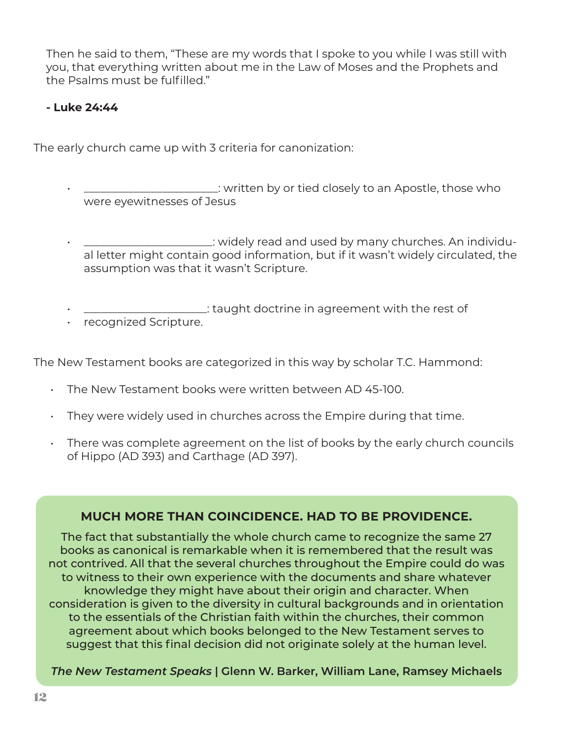> Then he said to them, "These are my words that I spoke to you while I was still with you, that everything written about me in the Law of Moses and the Prophets and the Psalms must be fulfilled."
>
> **- Luke 24:44**

The early church came up with 3 criteria for canonization:

- ______________________: written by or tied closely to an Apostle, those who were eyewitnesses of Jesus
- _____________________: widely read and used by many churches. An individual letter might contain good information, but if it wasn't widely circulated, the assumption was that it wasn't Scripture.
- ____________________: taught doctrine in agreement with the rest of
- recognized Scripture.

The New Testament books are categorized in this way by scholar T.C. Hammond:

- The New Testament books were written between AD 45-100.
- They were widely used in churches across the Empire during that time.
- There was complete agreement on the list of books by the early church councils of Hippo (AD 393) and Carthage (AD 397).

**MUCH MORE THAN COINCIDENCE. HAD TO BE PROVIDENCE.**

The fact that substantially the whole church came to recognize the same 27 books as canonical is remarkable when it is remembered that the result was not contrived. All that the several churches throughout the Empire could do was to witness to their own experience with the documents and share whatever knowledge they might have about their origin and character. When consideration is given to the diversity in cultural backgrounds and in orientation to the essentials of the Christian faith within the churches, their common agreement about which books belonged to the New Testament serves to suggest that this final decision did not originate solely at the human level.

***The New Testament Speaks*** **| Glenn W. Barker, William Lane, Ramsey Michaels**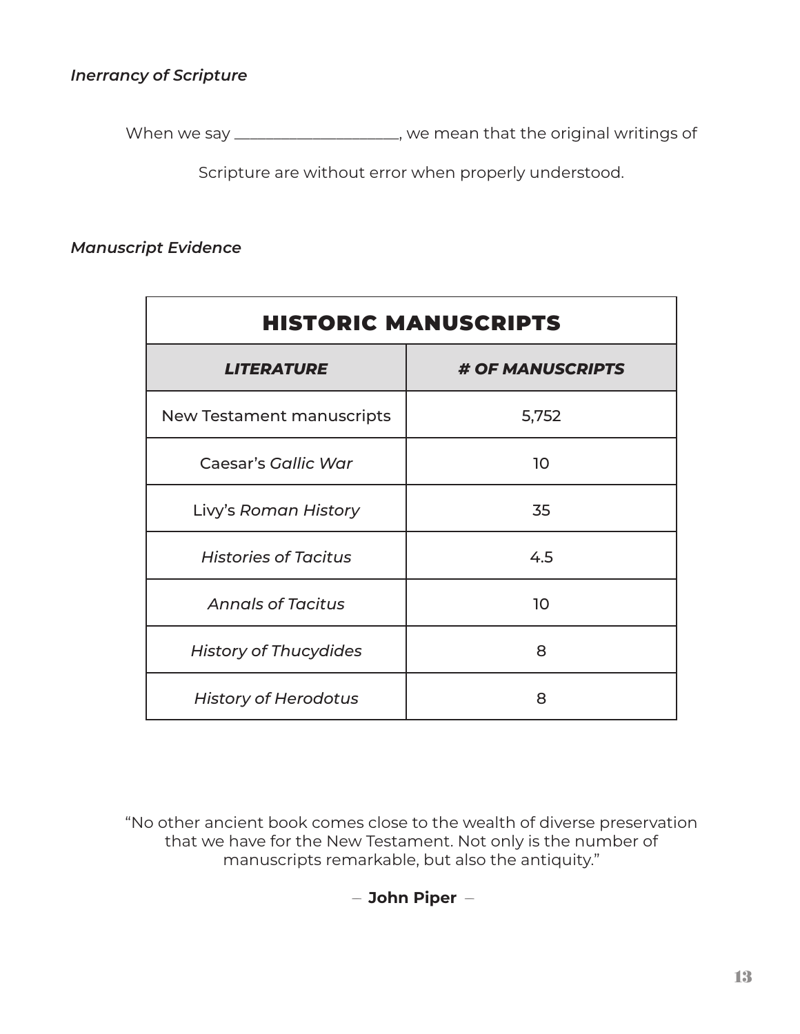*Inerrancy of Scripture*

When we say ____________________, we mean that the original writings of Scripture are without error when properly understood.

*Manuscript Evidence*

| **HISTORIC MANUSCRIPTS** | |
|---|---|
| ***LITERATURE*** | ***# OF MANUSCRIPTS*** |
| New Testament manuscripts | 5,752 |
| Caesar's *Gallic War* | 10 |
| Livy's *Roman History* | 35 |
| *Histories of Tacitus* | 4.5 |
| *Annals of Tacitus* | 10 |
| *History of Thucydides* | 8 |
| *History of Herodotus* | 8 |

"No other ancient book comes close to the wealth of diverse preservation that we have for the New Testament. Not only is the number of manuscripts remarkable, but also the antiquity."

– **John Piper** –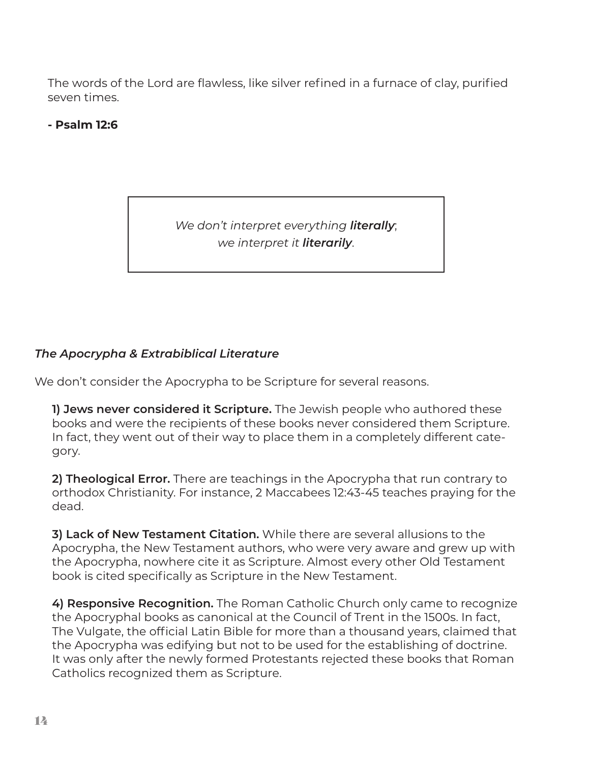The words of the Lord are flawless, like silver refined in a furnace of clay, purified seven times.

**- Psalm 12:6**

> *We don't interpret everything **literally**;*
> *we interpret it **literarily**.*

### *The Apocrypha & Extrabiblical Literature*

We don't consider the Apocrypha to be Scripture for several reasons.

**1) Jews never considered it Scripture.** The Jewish people who authored these books and were the recipients of these books never considered them Scripture. In fact, they went out of their way to place them in a completely different category.

**2) Theological Error.** There are teachings in the Apocrypha that run contrary to orthodox Christianity. For instance, 2 Maccabees 12:43-45 teaches praying for the dead.

**3) Lack of New Testament Citation.** While there are several allusions to the Apocrypha, the New Testament authors, who were very aware and grew up with the Apocrypha, nowhere cite it as Scripture. Almost every other Old Testament book is cited specifically as Scripture in the New Testament.

**4) Responsive Recognition.** The Roman Catholic Church only came to recognize the Apocryphal books as canonical at the Council of Trent in the 1500s. In fact, The Vulgate, the official Latin Bible for more than a thousand years, claimed that the Apocrypha was edifying but not to be used for the establishing of doctrine. It was only after the newly formed Protestants rejected these books that Roman Catholics recognized them as Scripture.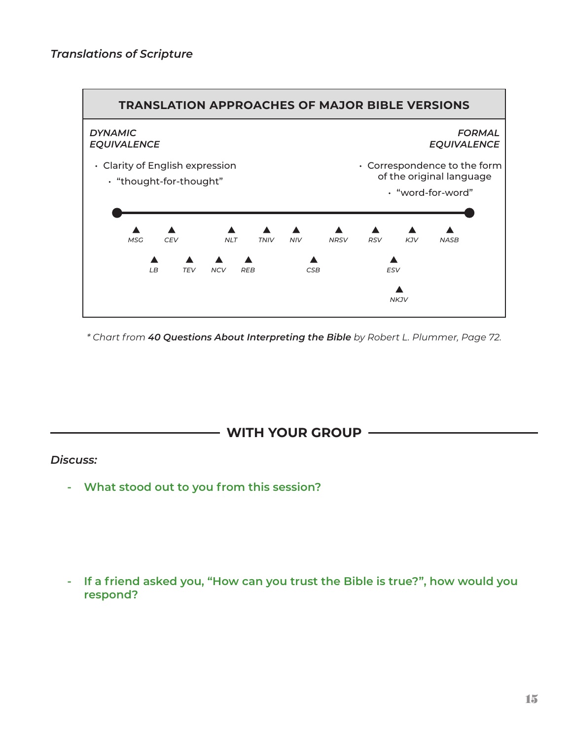*Translations of Scripture*

## TRANSLATION APPROACHES OF MAJOR BIBLE VERSIONS

| *DYNAMIC EQUIVALENCE* | *FORMAL EQUIVALENCE* |
| --- | --- |
| • Clarity of English expression | • Correspondence to the form of the original language |
| • "thought-for-thought" | • "word-for-word" |

From dynamic (left) to formal (right): *MSG, LB, CEV, TEV, NCV, NLT, REB, TNIV, NIV, CSB, NRSV, RSV, ESV, NKJV, KJV, NASB*

\* Chart from ***40 Questions About Interpreting the Bible*** by Robert L. Plummer, Page 72.

## WITH YOUR GROUP

*Discuss:*

- **What stood out to you from this session?**

- **If a friend asked you, "How can you trust the Bible is true?", how would you respond?**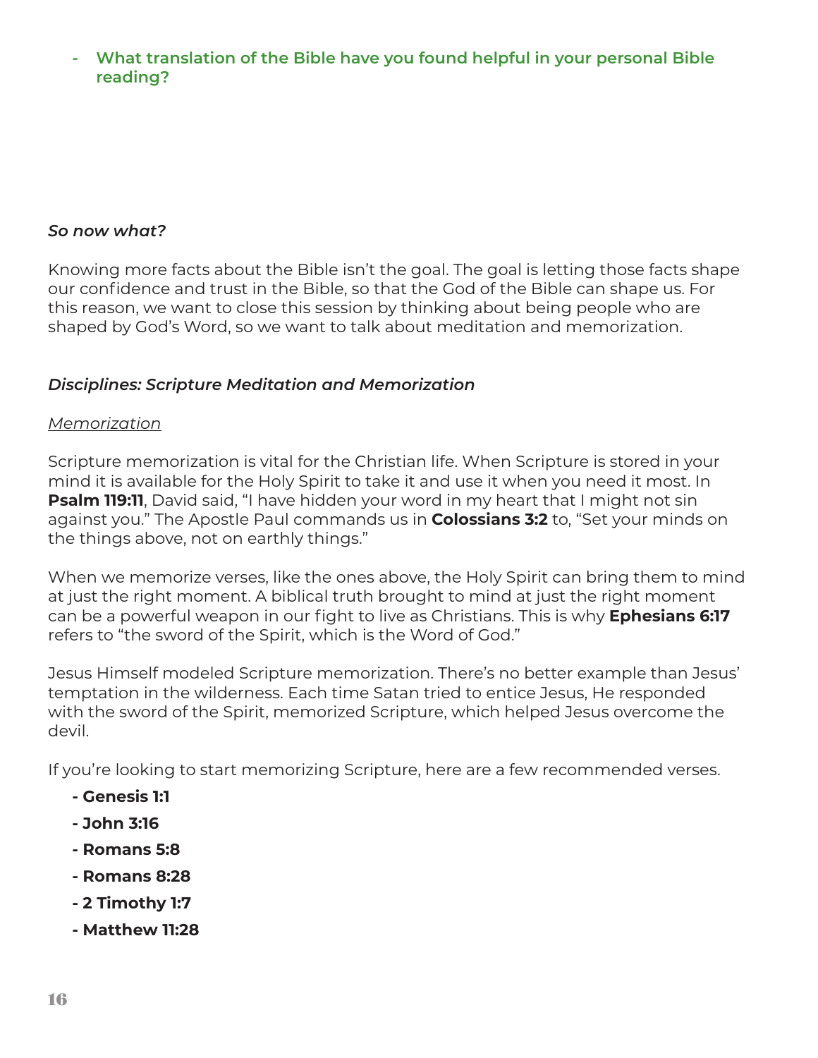- **What translation of the Bible have you found helpful in your personal Bible reading?**

***So now what?***

Knowing more facts about the Bible isn't the goal. The goal is letting those facts shape our confidence and trust in the Bible, so that the God of the Bible can shape us. For this reason, we want to close this session by thinking about being people who are shaped by God's Word, so we want to talk about meditation and memorization.

***Disciplines: Scripture Meditation and Memorization***

*Memorization*

Scripture memorization is vital for the Christian life. When Scripture is stored in your mind it is available for the Holy Spirit to take it and use it when you need it most. In **Psalm 119:11**, David said, "I have hidden your word in my heart that I might not sin against you." The Apostle Paul commands us in **Colossians 3:2** to, "Set your minds on the things above, not on earthly things."

When we memorize verses, like the ones above, the Holy Spirit can bring them to mind at just the right moment. A biblical truth brought to mind at just the right moment can be a powerful weapon in our fight to live as Christians. This is why **Ephesians 6:17** refers to "the sword of the Spirit, which is the Word of God."

Jesus Himself modeled Scripture memorization. There's no better example than Jesus' temptation in the wilderness. Each time Satan tried to entice Jesus, He responded with the sword of the Spirit, memorized Scripture, which helped Jesus overcome the devil.

If you're looking to start memorizing Scripture, here are a few recommended verses.

- **Genesis 1:1**
- **John 3:16**
- **Romans 5:8**
- **Romans 8:28**
- **2 Timothy 1:7**
- **Matthew 11:28**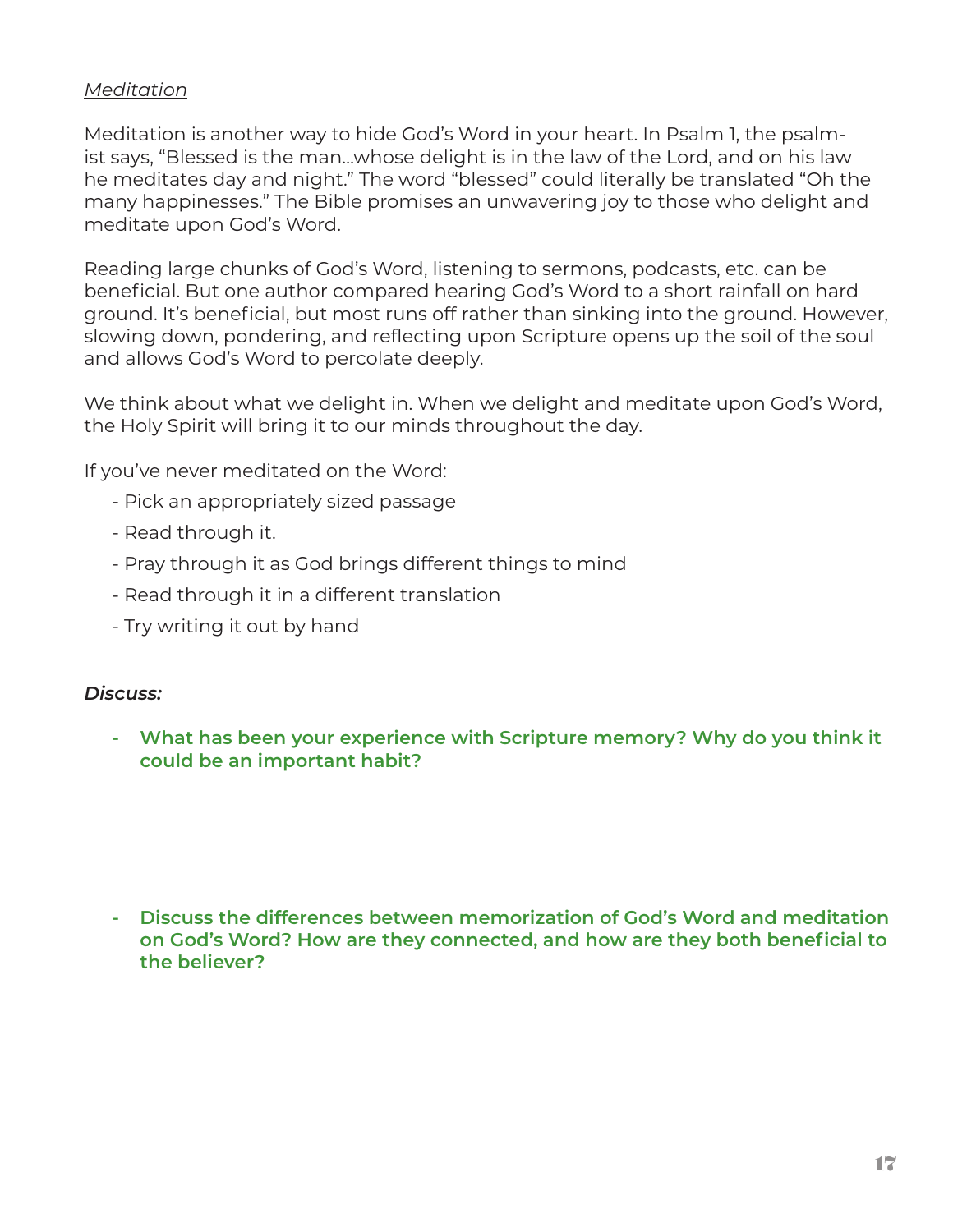*Meditation*

Meditation is another way to hide God's Word in your heart. In Psalm 1, the psalmist says, "Blessed is the man...whose delight is in the law of the Lord, and on his law he meditates day and night." The word "blessed" could literally be translated "Oh the many happinesses." The Bible promises an unwavering joy to those who delight and meditate upon God's Word.

Reading large chunks of God's Word, listening to sermons, podcasts, etc. can be beneficial. But one author compared hearing God's Word to a short rainfall on hard ground. It's beneficial, but most runs off rather than sinking into the ground. However, slowing down, pondering, and reflecting upon Scripture opens up the soil of the soul and allows God's Word to percolate deeply.

We think about what we delight in. When we delight and meditate upon God's Word, the Holy Spirit will bring it to our minds throughout the day.

If you've never meditated on the Word:

- Pick an appropriately sized passage
- Read through it.
- Pray through it as God brings different things to mind
- Read through it in a different translation
- Try writing it out by hand

***Discuss:***

- **What has been your experience with Scripture memory? Why do you think it could be an important habit?**

- **Discuss the differences between memorization of God's Word and meditation on God's Word? How are they connected, and how are they both beneficial to the believer?**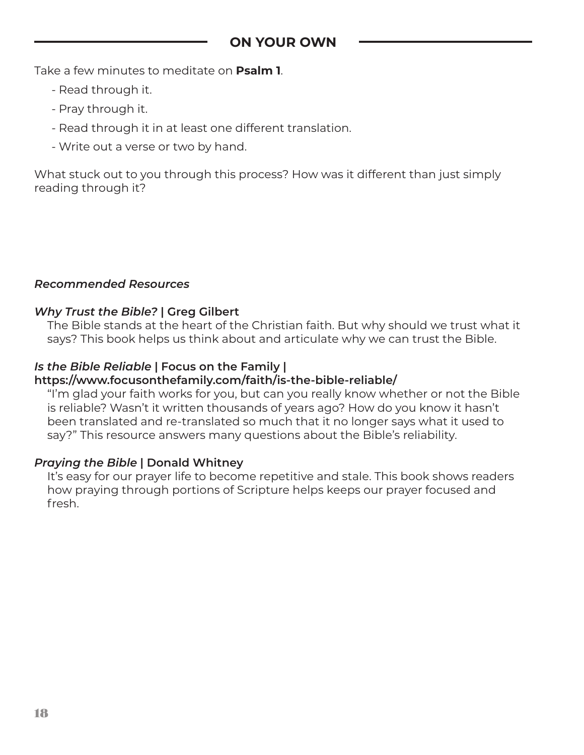## ON YOUR OWN

Take a few minutes to meditate on **Psalm 1**.

- Read through it.
- Pray through it.
- Read through it in at least one different translation.
- Write out a verse or two by hand.

What stuck out to you through this process? How was it different than just simply reading through it?

***Recommended Resources***

***Why Trust the Bible?* | Greg Gilbert**

The Bible stands at the heart of the Christian faith. But why should we trust what it says? This book helps us think about and articulate why we can trust the Bible.

***Is the Bible Reliable* | Focus on the Family | https://www.focusonthefamily.com/faith/is-the-bible-reliable/**

"I'm glad your faith works for you, but can you really know whether or not the Bible is reliable? Wasn't it written thousands of years ago? How do you know it hasn't been translated and re-translated so much that it no longer says what it used to say?" This resource answers many questions about the Bible's reliability.

***Praying the Bible* | Donald Whitney**

It's easy for our prayer life to become repetitive and stale. This book shows readers how praying through portions of Scripture helps keeps our prayer focused and fresh.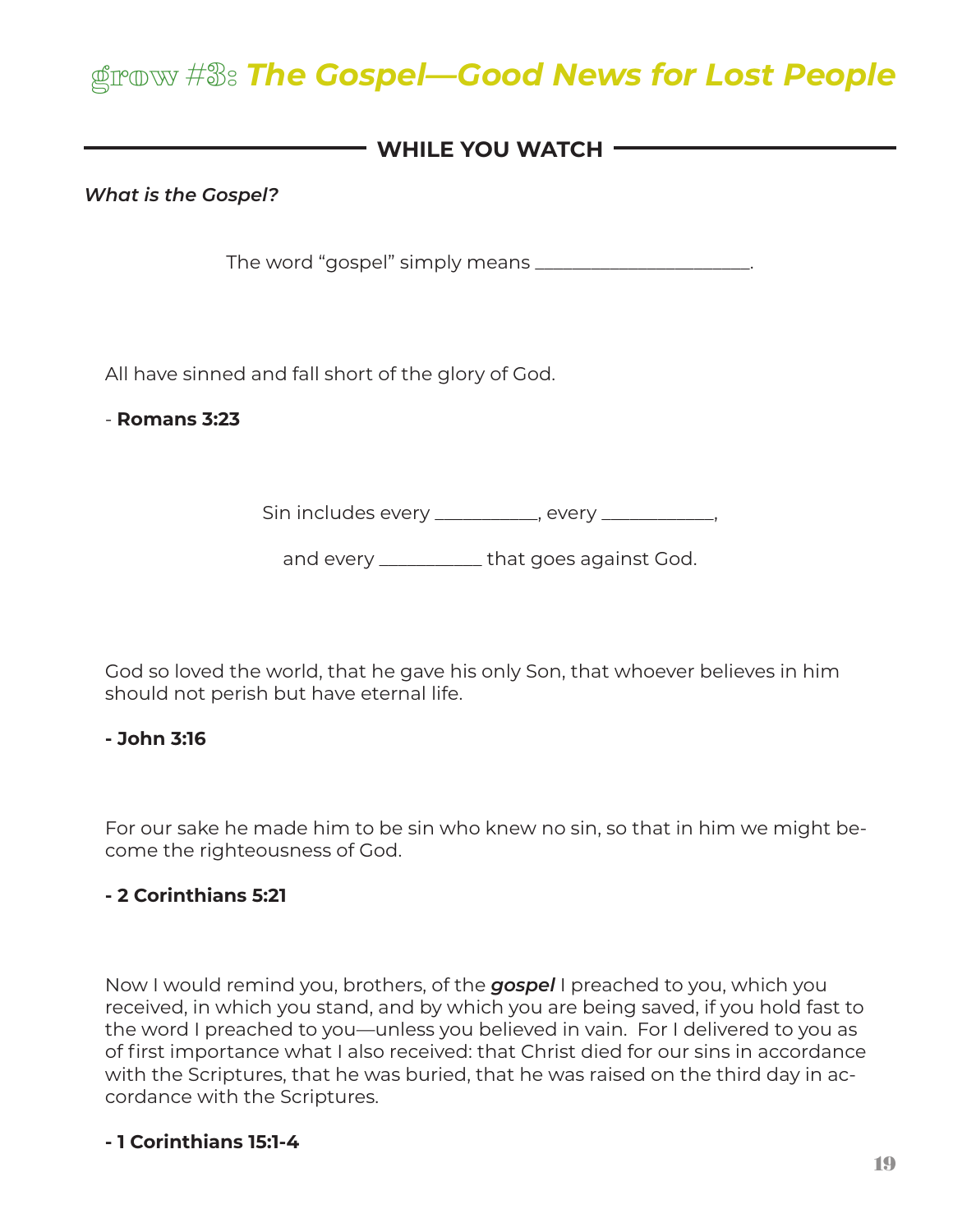# grow #3: *The Gospel—Good News for Lost People*

## WHILE YOU WATCH

***What is the Gospel?***

The word "gospel" simply means ______________________.

All have sinned and fall short of the glory of God.

- **Romans 3:23**

Sin includes every __________, every ___________,

and every __________ that goes against God.

God so loved the world, that he gave his only Son, that whoever believes in him should not perish but have eternal life.

**- John 3:16**

For our sake he made him to be sin who knew no sin, so that in him we might become the righteousness of God.

**- 2 Corinthians 5:21**

Now I would remind you, brothers, of the ***gospel*** I preached to you, which you received, in which you stand, and by which you are being saved, if you hold fast to the word I preached to you—unless you believed in vain. For I delivered to you as of first importance what I also received: that Christ died for our sins in accordance with the Scriptures, that he was buried, that he was raised on the third day in accordance with the Scriptures.

**- 1 Corinthians 15:1-4**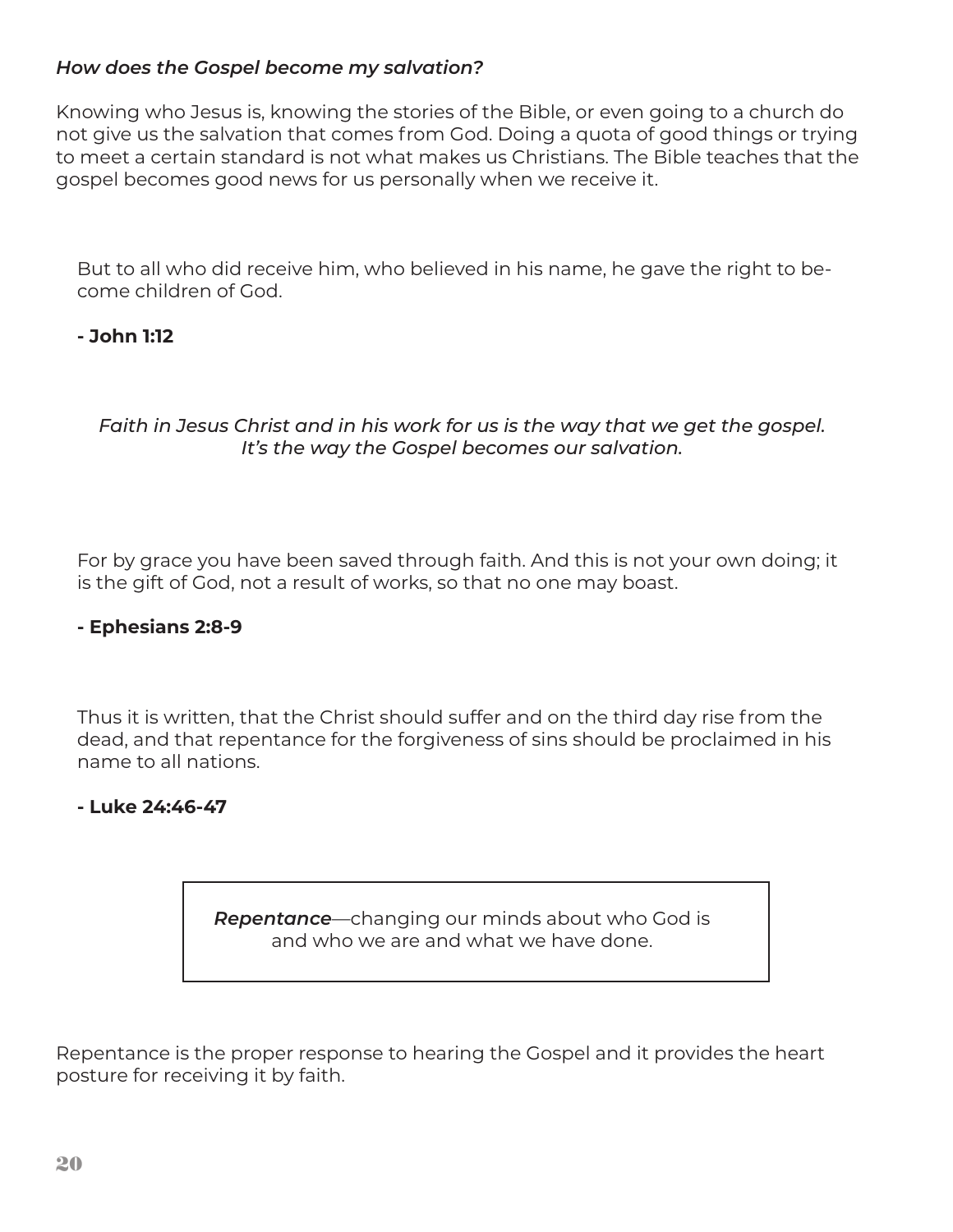### *How does the Gospel become my salvation?*

Knowing who Jesus is, knowing the stories of the Bible, or even going to a church do not give us the salvation that comes from God. Doing a quota of good things or trying to meet a certain standard is not what makes us Christians. The Bible teaches that the gospel becomes good news for us personally when we receive it.

> But to all who did receive him, who believed in his name, he gave the right to become children of God.
>
> **- John 1:12**

*Faith in Jesus Christ and in his work for us is the way that we get the gospel. It's the way the Gospel becomes our salvation.*

> For by grace you have been saved through faith. And this is not your own doing; it is the gift of God, not a result of works, so that no one may boast.
>
> **- Ephesians 2:8-9**

> Thus it is written, that the Christ should suffer and on the third day rise from the dead, and that repentance for the forgiveness of sins should be proclaimed in his name to all nations.
>
> **- Luke 24:46-47**

***Repentance***—changing our minds about who God is and who we are and what we have done.

Repentance is the proper response to hearing the Gospel and it provides the heart posture for receiving it by faith.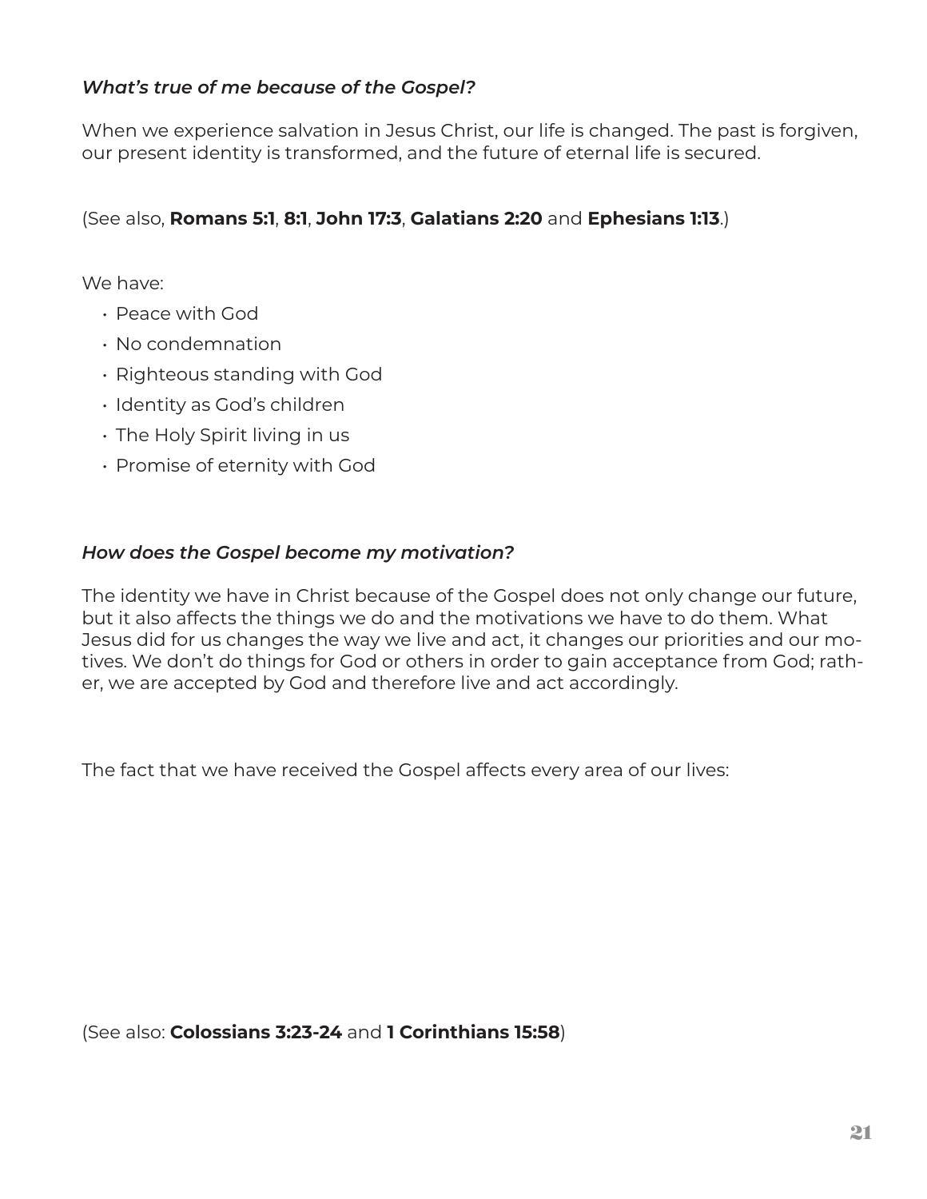***What's true of me because of the Gospel?***

When we experience salvation in Jesus Christ, our life is changed. The past is forgiven, our present identity is transformed, and the future of eternal life is secured.

(See also, **Romans 5:1**, **8:1**, **John 17:3**, **Galatians 2:20** and **Ephesians 1:13**.)

We have:

- Peace with God
- No condemnation
- Righteous standing with God
- Identity as God's children
- The Holy Spirit living in us
- Promise of eternity with God

***How does the Gospel become my motivation?***

The identity we have in Christ because of the Gospel does not only change our future, but it also affects the things we do and the motivations we have to do them. What Jesus did for us changes the way we live and act, it changes our priorities and our motives. We don't do things for God or others in order to gain acceptance from God; rather, we are accepted by God and therefore live and act accordingly.

The fact that we have received the Gospel affects every area of our lives:

(See also: **Colossians 3:23-24** and **1 Corinthians 15:58**)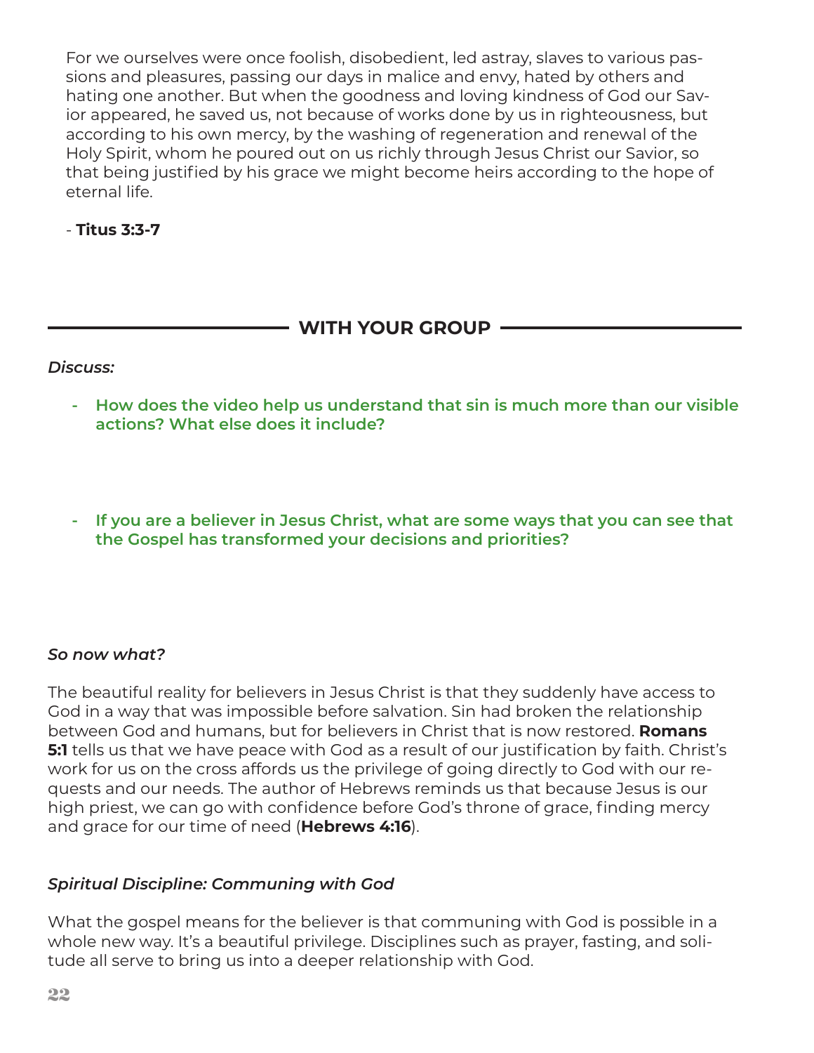For we ourselves were once foolish, disobedient, led astray, slaves to various passions and pleasures, passing our days in malice and envy, hated by others and hating one another. But when the goodness and loving kindness of God our Savior appeared, he saved us, not because of works done by us in righteousness, but according to his own mercy, by the washing of regeneration and renewal of the Holy Spirit, whom he poured out on us richly through Jesus Christ our Savior, so that being justified by his grace we might become heirs according to the hope of eternal life.

- **Titus 3:3-7**

## WITH YOUR GROUP

*Discuss:*

- **How does the video help us understand that sin is much more than our visible actions? What else does it include?**

- **If you are a believer in Jesus Christ, what are some ways that you can see that the Gospel has transformed your decisions and priorities?**

### *So now what?*

The beautiful reality for believers in Jesus Christ is that they suddenly have access to God in a way that was impossible before salvation. Sin had broken the relationship between God and humans, but for believers in Christ that is now restored. **Romans 5:1** tells us that we have peace with God as a result of our justification by faith. Christ's work for us on the cross affords us the privilege of going directly to God with our requests and our needs. The author of Hebrews reminds us that because Jesus is our high priest, we can go with confidence before God's throne of grace, finding mercy and grace for our time of need (**Hebrews 4:16**).

### *Spiritual Discipline: Communing with God*

What the gospel means for the believer is that communing with God is possible in a whole new way. It's a beautiful privilege. Disciplines such as prayer, fasting, and solitude all serve to bring us into a deeper relationship with God.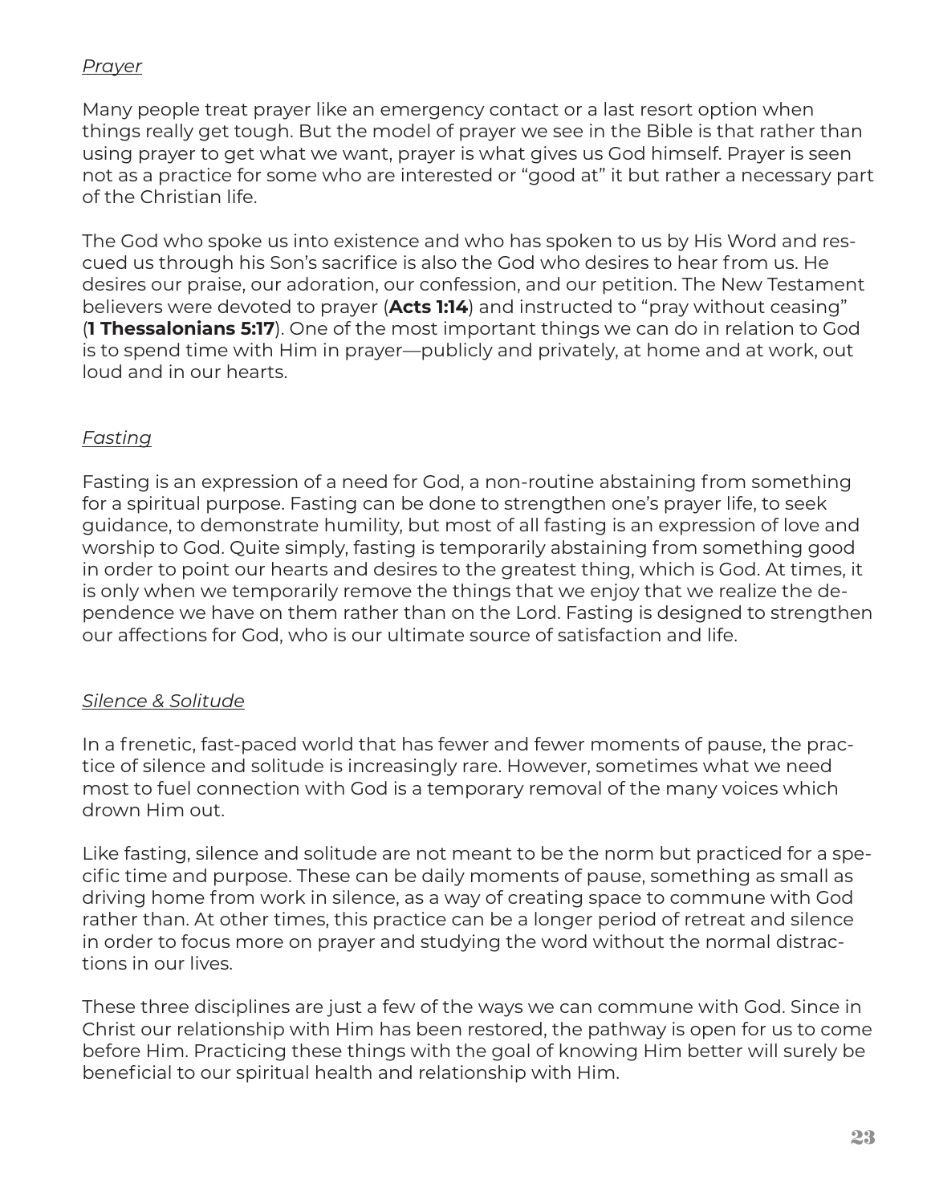*Prayer*

Many people treat prayer like an emergency contact or a last resort option when things really get tough. But the model of prayer we see in the Bible is that rather than using prayer to get what we want, prayer is what gives us God himself. Prayer is seen not as a practice for some who are interested or "good at" it but rather a necessary part of the Christian life.

The God who spoke us into existence and who has spoken to us by His Word and rescued us through his Son's sacrifice is also the God who desires to hear from us. He desires our praise, our adoration, our confession, and our petition. The New Testament believers were devoted to prayer (**Acts 1:14**) and instructed to "pray without ceasing" (**1 Thessalonians 5:17**). One of the most important things we can do in relation to God is to spend time with Him in prayer—publicly and privately, at home and at work, out loud and in our hearts.

*Fasting*

Fasting is an expression of a need for God, a non-routine abstaining from something for a spiritual purpose. Fasting can be done to strengthen one's prayer life, to seek guidance, to demonstrate humility, but most of all fasting is an expression of love and worship to God. Quite simply, fasting is temporarily abstaining from something good in order to point our hearts and desires to the greatest thing, which is God. At times, it is only when we temporarily remove the things that we enjoy that we realize the dependence we have on them rather than on the Lord. Fasting is designed to strengthen our affections for God, who is our ultimate source of satisfaction and life.

*Silence & Solitude*

In a frenetic, fast-paced world that has fewer and fewer moments of pause, the practice of silence and solitude is increasingly rare. However, sometimes what we need most to fuel connection with God is a temporary removal of the many voices which drown Him out.

Like fasting, silence and solitude are not meant to be the norm but practiced for a specific time and purpose. These can be daily moments of pause, something as small as driving home from work in silence, as a way of creating space to commune with God rather than. At other times, this practice can be a longer period of retreat and silence in order to focus more on prayer and studying the word without the normal distractions in our lives.

These three disciplines are just a few of the ways we can commune with God. Since in Christ our relationship with Him has been restored, the pathway is open for us to come before Him. Practicing these things with the goal of knowing Him better will surely be beneficial to our spiritual health and relationship with Him.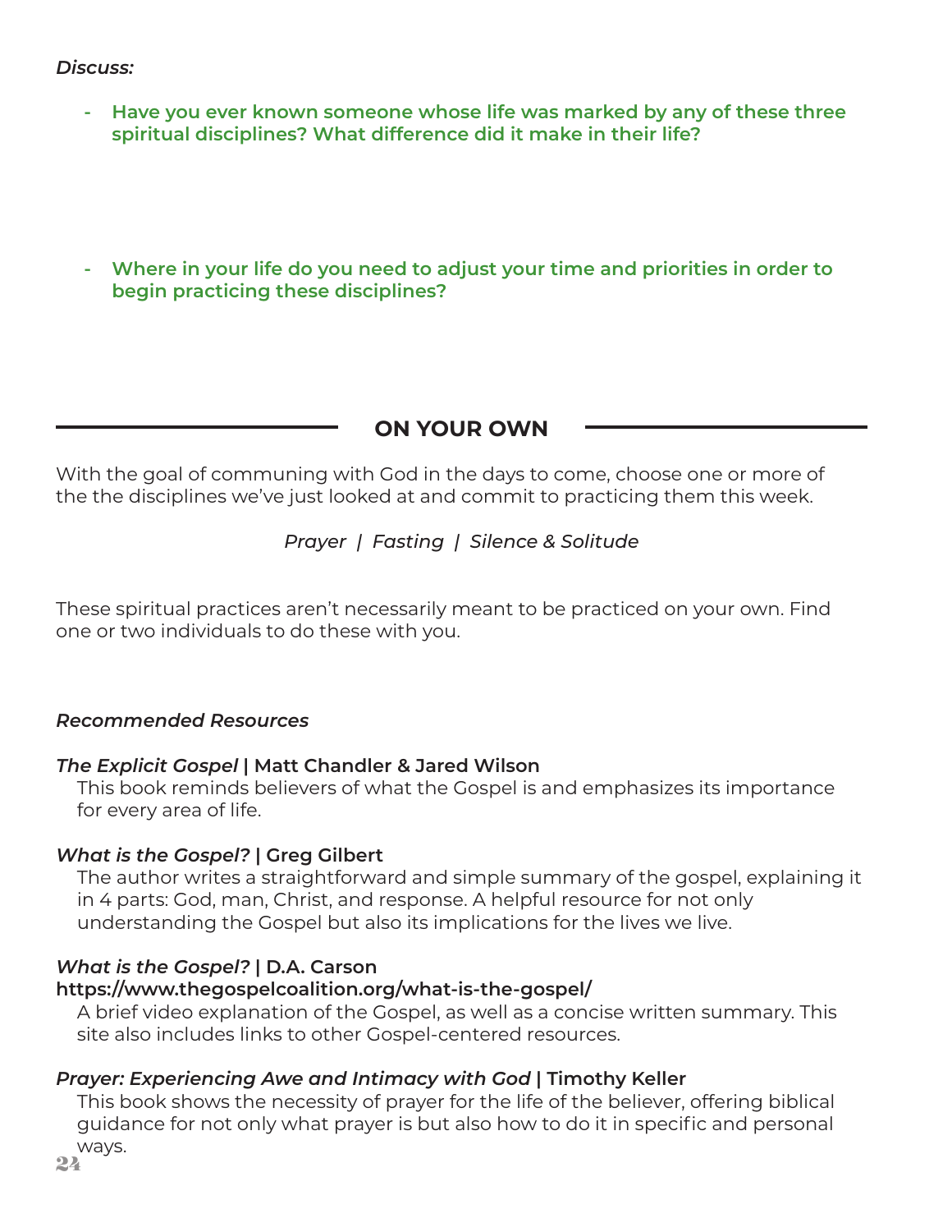*Discuss:*

- **Have you ever known someone whose life was marked by any of these three spiritual disciplines? What difference did it make in their life?**

- **Where in your life do you need to adjust your time and priorities in order to begin practicing these disciplines?**

## ON YOUR OWN

With the goal of communing with God in the days to come, choose one or more of the the disciplines we've just looked at and commit to practicing them this week.

*Prayer | Fasting | Silence & Solitude*

These spiritual practices aren't necessarily meant to be practiced on your own. Find one or two individuals to do these with you.

***Recommended Resources***

***The Explicit Gospel* | Matt Chandler & Jared Wilson**
This book reminds believers of what the Gospel is and emphasizes its importance for every area of life.

***What is the Gospel?* | Greg Gilbert**
The author writes a straightforward and simple summary of the gospel, explaining it in 4 parts: God, man, Christ, and response. A helpful resource for not only understanding the Gospel but also its implications for the lives we live.

***What is the Gospel?* | D.A. Carson**
**https://www.thegospelcoalition.org/what-is-the-gospel/**
A brief video explanation of the Gospel, as well as a concise written summary. This site also includes links to other Gospel-centered resources.

***Prayer: Experiencing Awe and Intimacy with God* | Timothy Keller**
This book shows the necessity of prayer for the life of the believer, offering biblical guidance for not only what prayer is but also how to do it in specific and personal ways.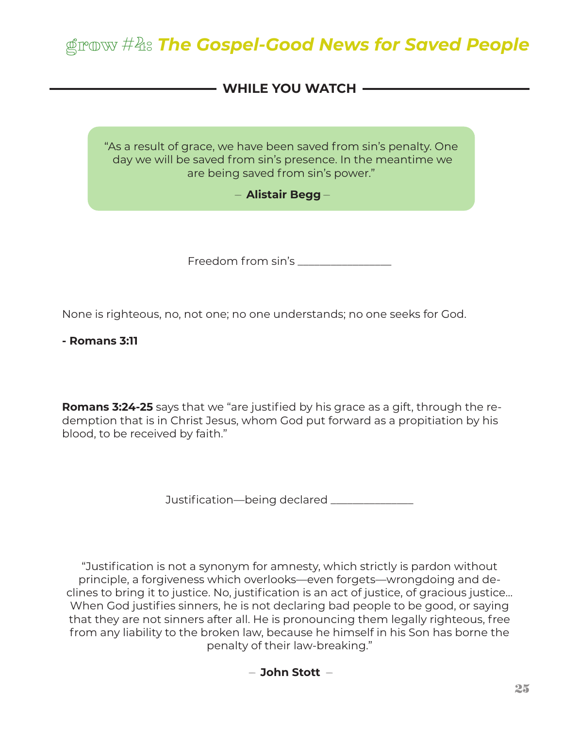# grow #4: *The Gospel-Good News for Saved People*

## WHILE YOU WATCH

> "As a result of grace, we have been saved from sin's penalty. One day we will be saved from sin's presence. In the meantime we are being saved from sin's power."
>
> – **Alistair Begg** –

Freedom from sin's ________________

None is righteous, no, not one; no one understands; no one seeks for God.

**- Romans 3:11**

**Romans 3:24-25** says that we "are justified by his grace as a gift, through the redemption that is in Christ Jesus, whom God put forward as a propitiation by his blood, to be received by faith."

Justification—being declared ______________

"Justification is not a synonym for amnesty, which strictly is pardon without principle, a forgiveness which overlooks—even forgets—wrongdoing and declines to bring it to justice. No, justification is an act of justice, of gracious justice... When God justifies sinners, he is not declaring bad people to be good, or saying that they are not sinners after all. He is pronouncing them legally righteous, free from any liability to the broken law, because he himself in his Son has borne the penalty of their law-breaking."

– **John Stott** –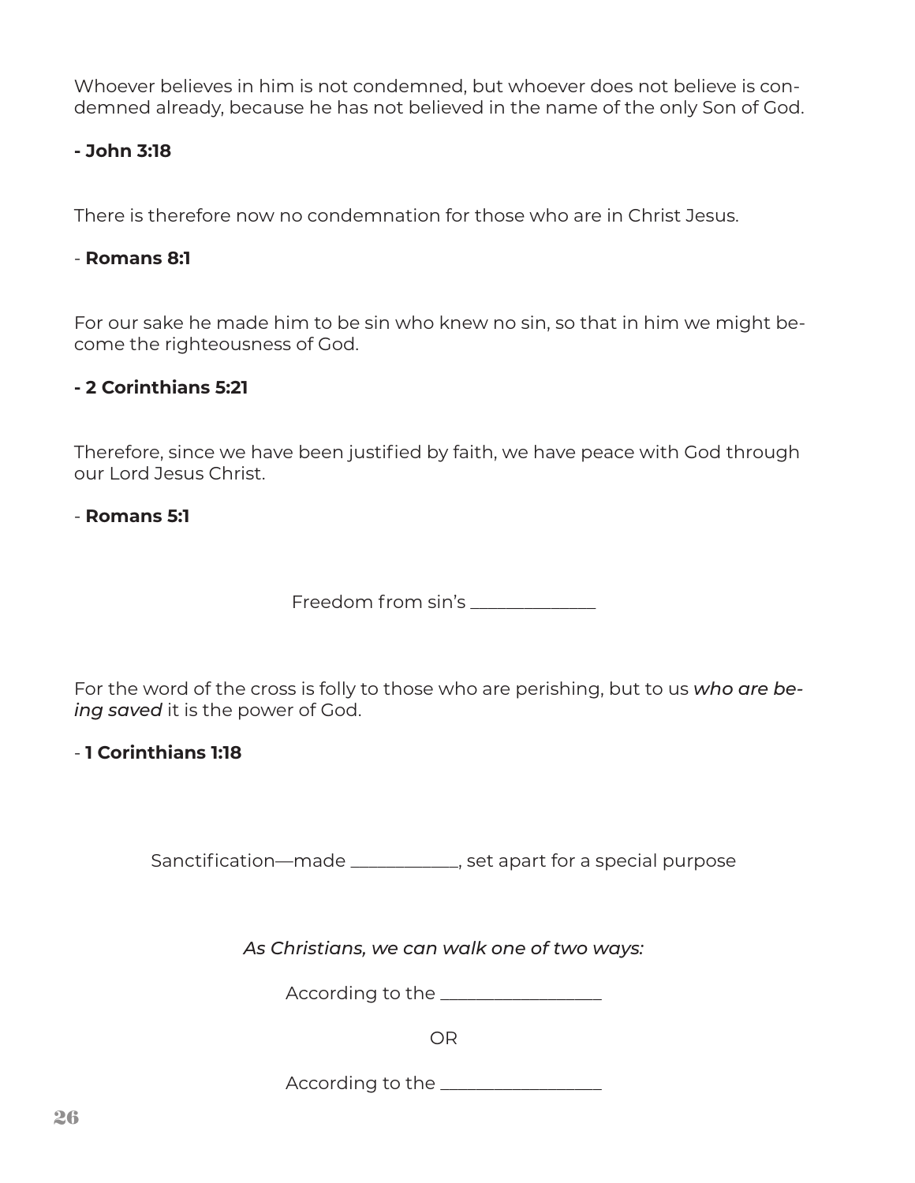Whoever believes in him is not condemned, but whoever does not believe is condemned already, because he has not believed in the name of the only Son of God.

**- John 3:18**

There is therefore now no condemnation for those who are in Christ Jesus.

- **Romans 8:1**

For our sake he made him to be sin who knew no sin, so that in him we might become the righteousness of God.

**- 2 Corinthians 5:21**

Therefore, since we have been justified by faith, we have peace with God through our Lord Jesus Christ.

- **Romans 5:1**

Freedom from sin's _______________

For the word of the cross is folly to those who are perishing, but to us *who are being saved* it is the power of God.

- **1 Corinthians 1:18**

Sanctification—made _____________, set apart for a special purpose

*As Christians, we can walk one of two ways:*

According to the ___________________

OR

According to the ___________________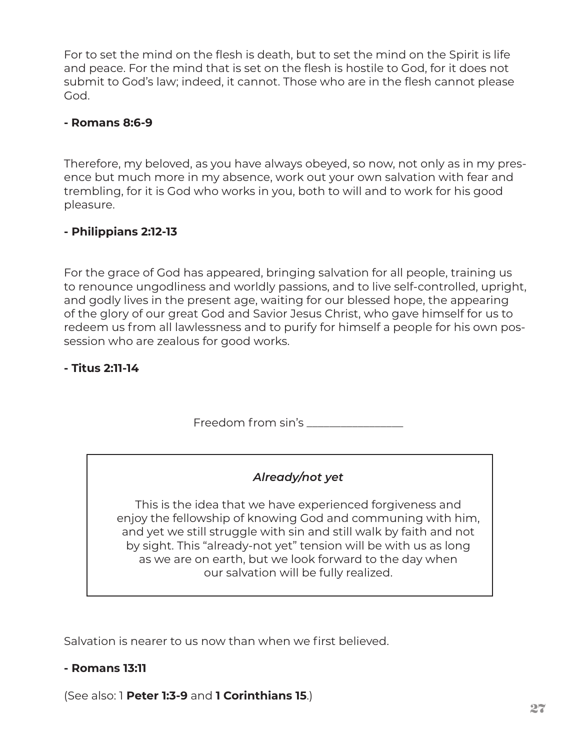For to set the mind on the flesh is death, but to set the mind on the Spirit is life and peace. For the mind that is set on the flesh is hostile to God, for it does not submit to God's law; indeed, it cannot. Those who are in the flesh cannot please God.

**- Romans 8:6-9**

Therefore, my beloved, as you have always obeyed, so now, not only as in my presence but much more in my absence, work out your own salvation with fear and trembling, for it is God who works in you, both to will and to work for his good pleasure.

**- Philippians 2:12-13**

For the grace of God has appeared, bringing salvation for all people, training us to renounce ungodliness and worldly passions, and to live self-controlled, upright, and godly lives in the present age, waiting for our blessed hope, the appearing of the glory of our great God and Savior Jesus Christ, who gave himself for us to redeem us from all lawlessness and to purify for himself a people for his own possession who are zealous for good works.

**- Titus 2:11-14**

Freedom from sin's _________________

***Already/not yet***

This is the idea that we have experienced forgiveness and enjoy the fellowship of knowing God and communing with him, and yet we still struggle with sin and still walk by faith and not by sight. This "already-not yet" tension will be with us as long as we are on earth, but we look forward to the day when our salvation will be fully realized.

Salvation is nearer to us now than when we first believed.

**- Romans 13:11**

(See also: 1 **Peter 1:3-9** and **1 Corinthians 15**.)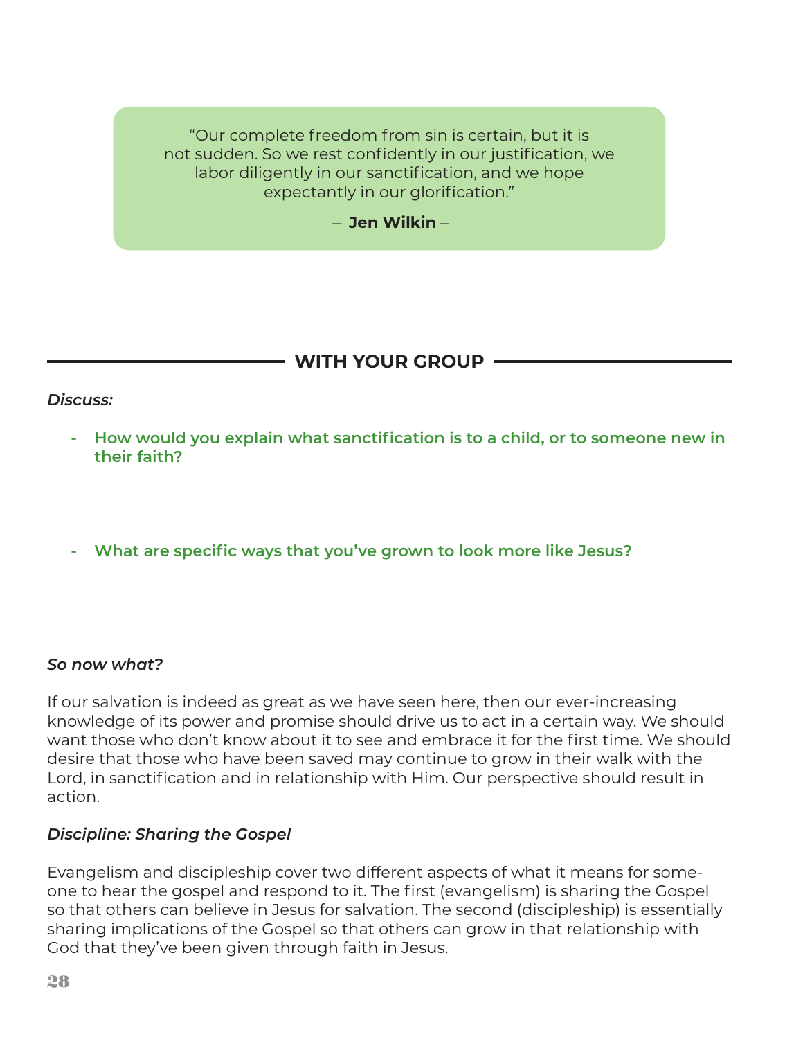> "Our complete freedom from sin is certain, but it is not sudden. So we rest confidently in our justification, we labor diligently in our sanctification, and we hope expectantly in our glorification."
>
> – **Jen Wilkin** –

## WITH YOUR GROUP

***Discuss:***

- **How would you explain what sanctification is to a child, or to someone new in their faith?**

- **What are specific ways that you've grown to look more like Jesus?**

***So now what?***

If our salvation is indeed as great as we have seen here, then our ever-increasing knowledge of its power and promise should drive us to act in a certain way. We should want those who don't know about it to see and embrace it for the first time. We should desire that those who have been saved may continue to grow in their walk with the Lord, in sanctification and in relationship with Him. Our perspective should result in action.

***Discipline: Sharing the Gospel***

Evangelism and discipleship cover two different aspects of what it means for someone to hear the gospel and respond to it. The first (evangelism) is sharing the Gospel so that others can believe in Jesus for salvation. The second (discipleship) is essentially sharing implications of the Gospel so that others can grow in that relationship with God that they've been given through faith in Jesus.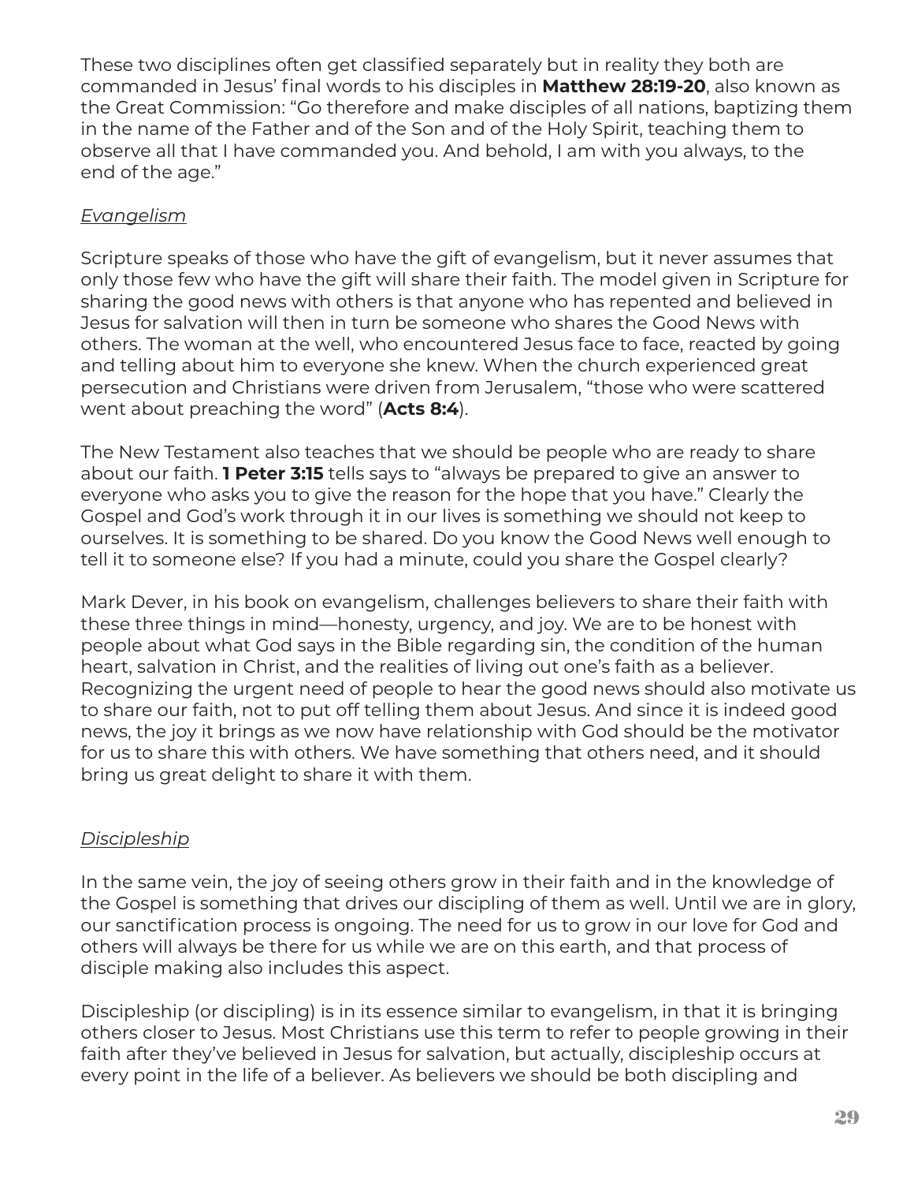These two disciplines often get classified separately but in reality they both are commanded in Jesus' final words to his disciples in **Matthew 28:19-20**, also known as the Great Commission: "Go therefore and make disciples of all nations, baptizing them in the name of the Father and of the Son and of the Holy Spirit, teaching them to observe all that I have commanded you. And behold, I am with you always, to the end of the age."

*Evangelism*

Scripture speaks of those who have the gift of evangelism, but it never assumes that only those few who have the gift will share their faith. The model given in Scripture for sharing the good news with others is that anyone who has repented and believed in Jesus for salvation will then in turn be someone who shares the Good News with others. The woman at the well, who encountered Jesus face to face, reacted by going and telling about him to everyone she knew. When the church experienced great persecution and Christians were driven from Jerusalem, "those who were scattered went about preaching the word" (**Acts 8:4**).

The New Testament also teaches that we should be people who are ready to share about our faith. **1 Peter 3:15** tells says to "always be prepared to give an answer to everyone who asks you to give the reason for the hope that you have." Clearly the Gospel and God's work through it in our lives is something we should not keep to ourselves. It is something to be shared. Do you know the Good News well enough to tell it to someone else? If you had a minute, could you share the Gospel clearly?

Mark Dever, in his book on evangelism, challenges believers to share their faith with these three things in mind—honesty, urgency, and joy. We are to be honest with people about what God says in the Bible regarding sin, the condition of the human heart, salvation in Christ, and the realities of living out one's faith as a believer. Recognizing the urgent need of people to hear the good news should also motivate us to share our faith, not to put off telling them about Jesus. And since it is indeed good news, the joy it brings as we now have relationship with God should be the motivator for us to share this with others. We have something that others need, and it should bring us great delight to share it with them.

*Discipleship*

In the same vein, the joy of seeing others grow in their faith and in the knowledge of the Gospel is something that drives our discipling of them as well. Until we are in glory, our sanctification process is ongoing. The need for us to grow in our love for God and others will always be there for us while we are on this earth, and that process of disciple making also includes this aspect.

Discipleship (or discipling) is in its essence similar to evangelism, in that it is bringing others closer to Jesus. Most Christians use this term to refer to people growing in their faith after they've believed in Jesus for salvation, but actually, discipleship occurs at every point in the life of a believer. As believers we should be both discipling and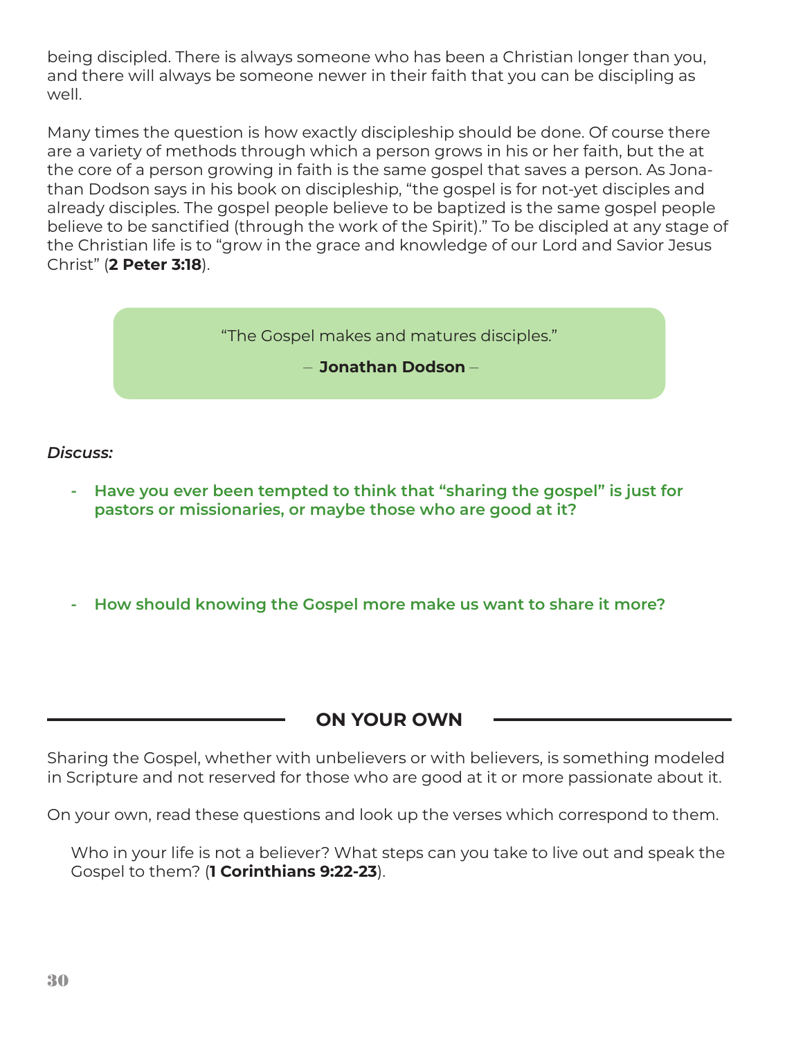being discipled. There is always someone who has been a Christian longer than you, and there will always be someone newer in their faith that you can be discipling as well.

Many times the question is how exactly discipleship should be done. Of course there are a variety of methods through which a person grows in his or her faith, but the at the core of a person growing in faith is the same gospel that saves a person. As Jonathan Dodson says in his book on discipleship, "the gospel is for not-yet disciples and already disciples. The gospel people believe to be baptized is the same gospel people believe to be sanctified (through the work of the Spirit)." To be discipled at any stage of the Christian life is to "grow in the grace and knowledge of our Lord and Savior Jesus Christ" (**2 Peter 3:18**).

> "The Gospel makes and matures disciples."
>
> – **Jonathan Dodson** –

***Discuss:***

- **Have you ever been tempted to think that "sharing the gospel" is just for pastors or missionaries, or maybe those who are good at it?**

- **How should knowing the Gospel more make us want to share it more?**

## ON YOUR OWN

Sharing the Gospel, whether with unbelievers or with believers, is something modeled in Scripture and not reserved for those who are good at it or more passionate about it.

On your own, read these questions and look up the verses which correspond to them.

Who in your life is not a believer? What steps can you take to live out and speak the Gospel to them? (**1 Corinthians 9:22-23**).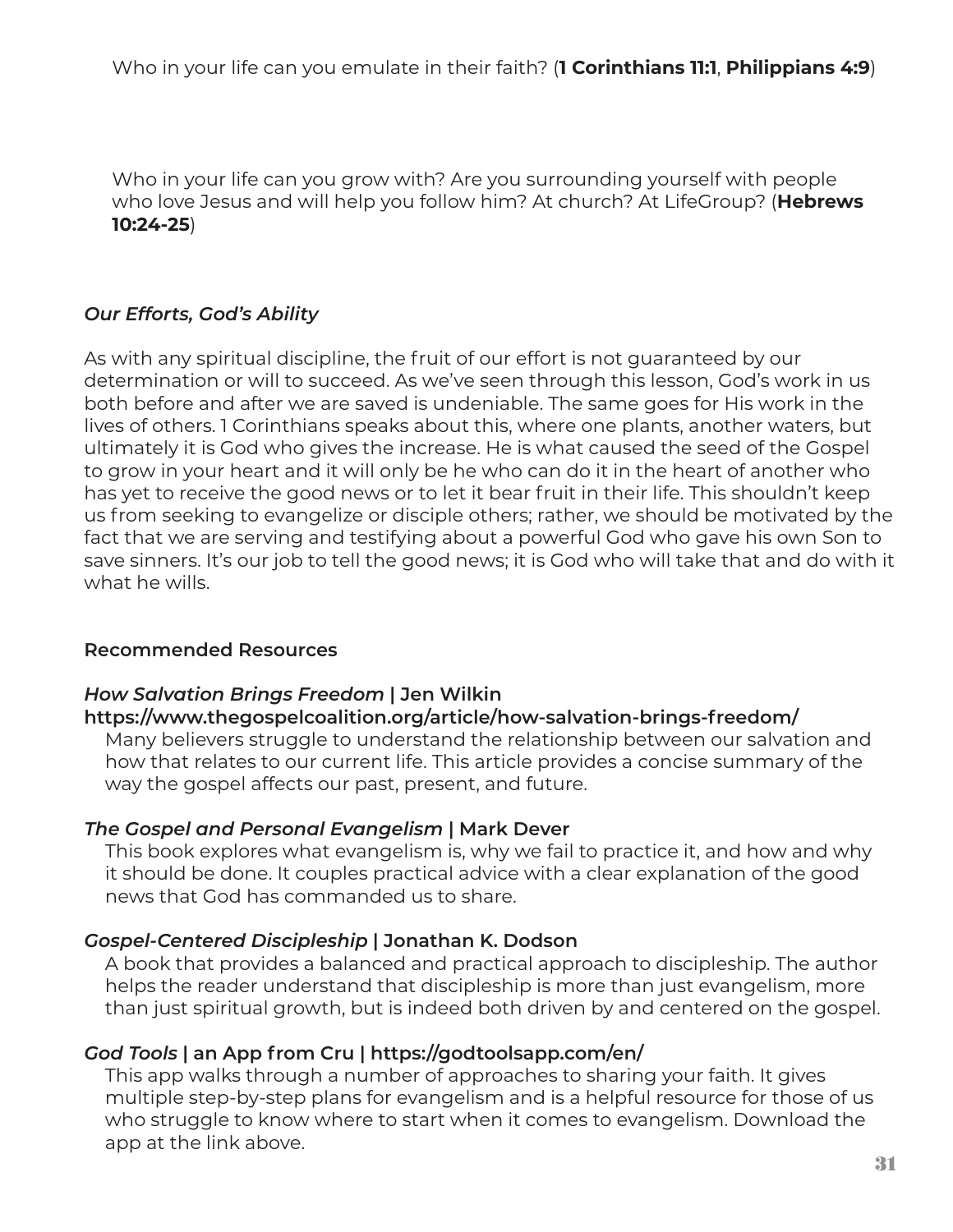Who in your life can you emulate in their faith? (**1 Corinthians 11:1**, **Philippians 4:9**)

Who in your life can you grow with? Are you surrounding yourself with people who love Jesus and will help you follow him? At church? At LifeGroup? (**Hebrews 10:24-25**)

### *Our Efforts, God's Ability*

As with any spiritual discipline, the fruit of our effort is not guaranteed by our determination or will to succeed. As we've seen through this lesson, God's work in us both before and after we are saved is undeniable. The same goes for His work in the lives of others. 1 Corinthians speaks about this, where one plants, another waters, but ultimately it is God who gives the increase. He is what caused the seed of the Gospel to grow in your heart and it will only be he who can do it in the heart of another who has yet to receive the good news or to let it bear fruit in their life. This shouldn't keep us from seeking to evangelize or disciple others; rather, we should be motivated by the fact that we are serving and testifying about a powerful God who gave his own Son to save sinners. It's our job to tell the good news; it is God who will take that and do with it what he wills.

### Recommended Resources

***How Salvation Brings Freedom* | Jen Wilkin**
**https://www.thegospelcoalition.org/article/how-salvation-brings-freedom/**
Many believers struggle to understand the relationship between our salvation and how that relates to our current life. This article provides a concise summary of the way the gospel affects our past, present, and future.

***The Gospel and Personal Evangelism* | Mark Dever**
This book explores what evangelism is, why we fail to practice it, and how and why it should be done. It couples practical advice with a clear explanation of the good news that God has commanded us to share.

***Gospel-Centered Discipleship* | Jonathan K. Dodson**
A book that provides a balanced and practical approach to discipleship. The author helps the reader understand that discipleship is more than just evangelism, more than just spiritual growth, but is indeed both driven by and centered on the gospel.

***God Tools* | an App from Cru | https://godtoolsapp.com/en/**
This app walks through a number of approaches to sharing your faith. It gives multiple step-by-step plans for evangelism and is a helpful resource for those of us who struggle to know where to start when it comes to evangelism. Download the app at the link above.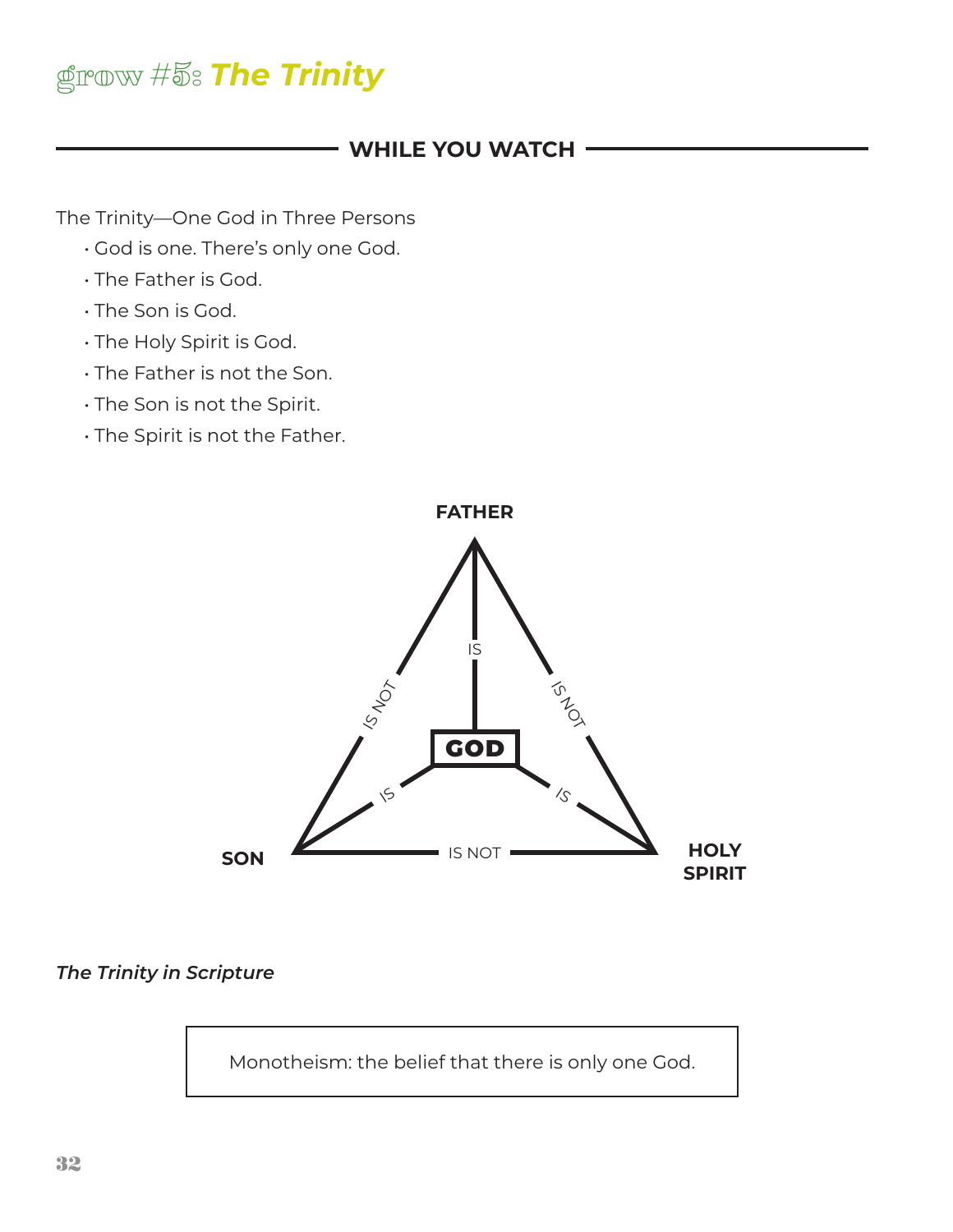# grow #5: *The Trinity*

## WHILE YOU WATCH

The Trinity—One God in Three Persons

- God is one. There's only one God.
- The Father is God.
- The Son is God.
- The Holy Spirit is God.
- The Father is not the Son.
- The Son is not the Spirit.
- The Spirit is not the Father.

FATHER

IS NOT — IS — IS NOT

GOD

IS — IS

SON — IS NOT — HOLY SPIRIT

***The Trinity in Scripture***

Monotheism: the belief that there is only one God.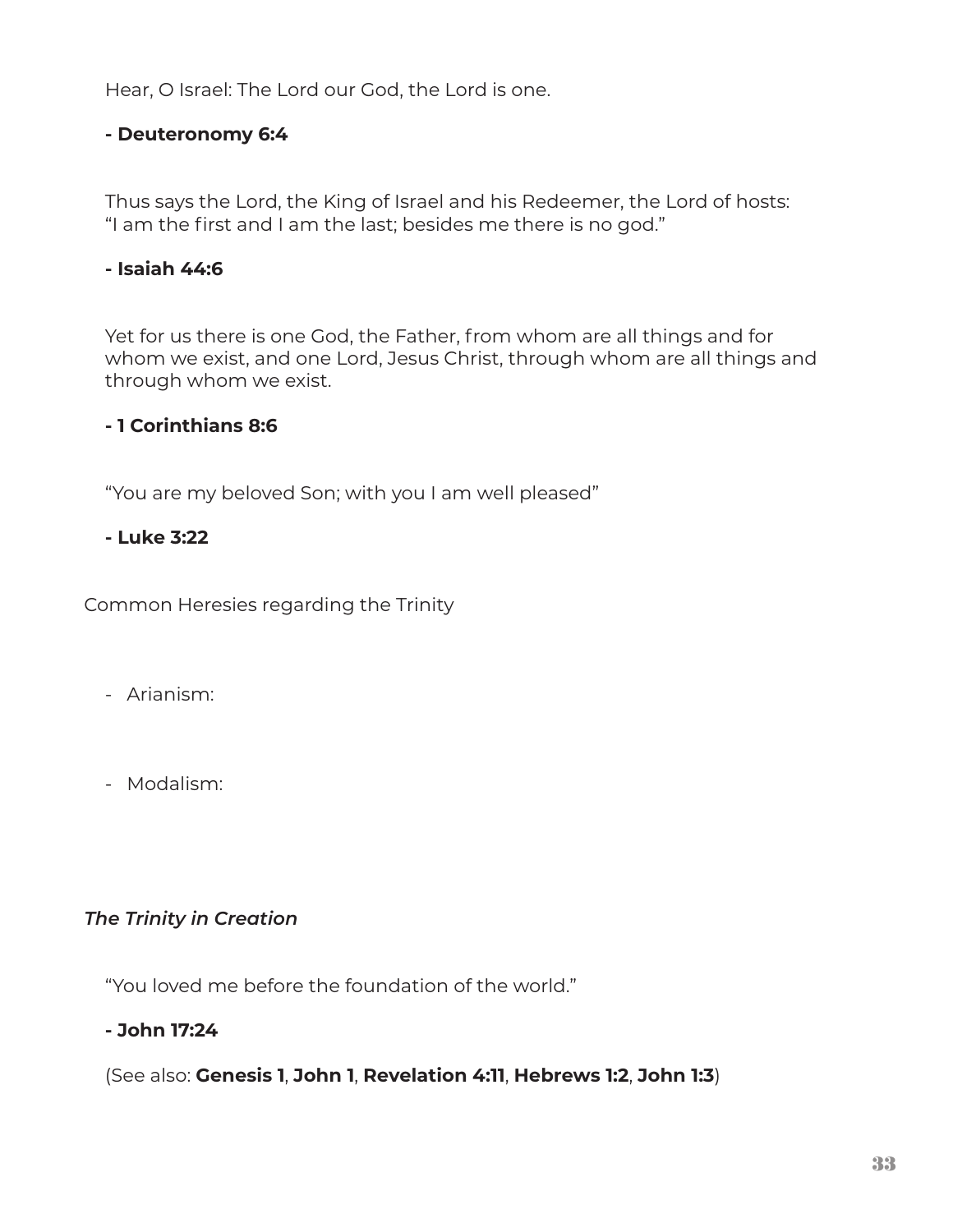Hear, O Israel: The Lord our God, the Lord is one.

**- Deuteronomy 6:4**

Thus says the Lord, the King of Israel and his Redeemer, the Lord of hosts: "I am the first and I am the last; besides me there is no god."

**- Isaiah 44:6**

Yet for us there is one God, the Father, from whom are all things and for whom we exist, and one Lord, Jesus Christ, through whom are all things and through whom we exist.

**- 1 Corinthians 8:6**

"You are my beloved Son; with you I am well pleased"

**- Luke 3:22**

Common Heresies regarding the Trinity

- Arianism:

- Modalism:

*The Trinity in Creation*

"You loved me before the foundation of the world."

**- John 17:24**

(See also: **Genesis 1**, **John 1**, **Revelation 4:11**, **Hebrews 1:2**, **John 1:3**)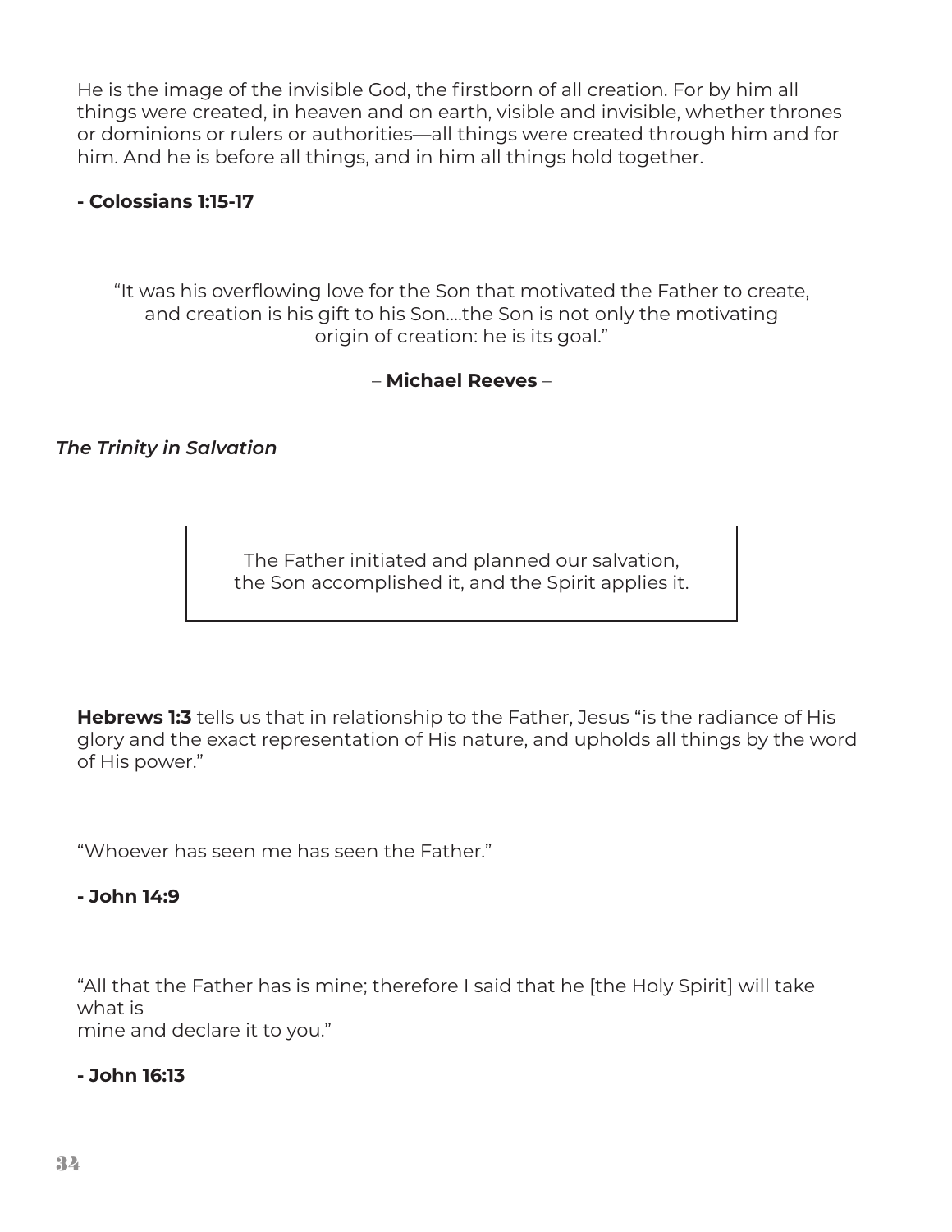He is the image of the invisible God, the firstborn of all creation. For by him all things were created, in heaven and on earth, visible and invisible, whether thrones or dominions or rulers or authorities—all things were created through him and for him. And he is before all things, and in him all things hold together.

**- Colossians 1:15-17**

> “It was his overflowing love for the Son that motivated the Father to create, and creation is his gift to his Son....the Son is not only the motivating origin of creation: he is its goal.”
>
> – **Michael Reeves** –

***The Trinity in Salvation***

> The Father initiated and planned our salvation, the Son accomplished it, and the Spirit applies it.

**Hebrews 1:3** tells us that in relationship to the Father, Jesus “is the radiance of His glory and the exact representation of His nature, and upholds all things by the word of His power.”

“Whoever has seen me has seen the Father.”

**- John 14:9**

“All that the Father has is mine; therefore I said that he [the Holy Spirit] will take what is mine and declare it to you.”

**- John 16:13**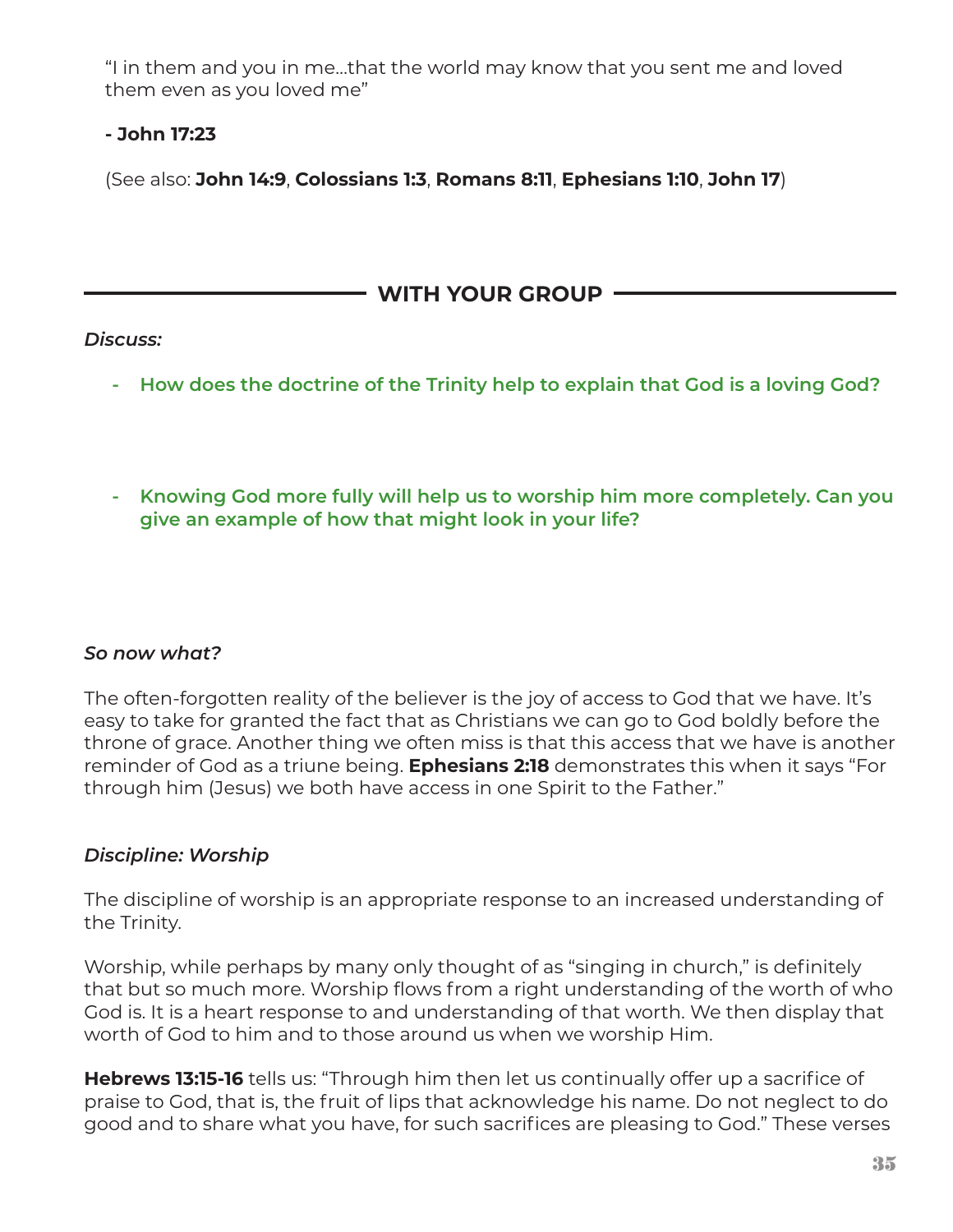"I in them and you in me…that the world may know that you sent me and loved them even as you loved me"

**- John 17:23**

(See also: **John 14:9**, **Colossians 1:3**, **Romans 8:11**, **Ephesians 1:10**, **John 17**)

## WITH YOUR GROUP

*Discuss:*

- **How does the doctrine of the Trinity help to explain that God is a loving God?**

- **Knowing God more fully will help us to worship him more completely. Can you give an example of how that might look in your life?**

*So now what?*

The often-forgotten reality of the believer is the joy of access to God that we have. It's easy to take for granted the fact that as Christians we can go to God boldly before the throne of grace. Another thing we often miss is that this access that we have is another reminder of God as a triune being. **Ephesians 2:18** demonstrates this when it says "For through him (Jesus) we both have access in one Spirit to the Father."

*Discipline: Worship*

The discipline of worship is an appropriate response to an increased understanding of the Trinity.

Worship, while perhaps by many only thought of as "singing in church," is definitely that but so much more. Worship flows from a right understanding of the worth of who God is. It is a heart response to and understanding of that worth. We then display that worth of God to him and to those around us when we worship Him.

**Hebrews 13:15-16** tells us: "Through him then let us continually offer up a sacrifice of praise to God, that is, the fruit of lips that acknowledge his name. Do not neglect to do good and to share what you have, for such sacrifices are pleasing to God." These verses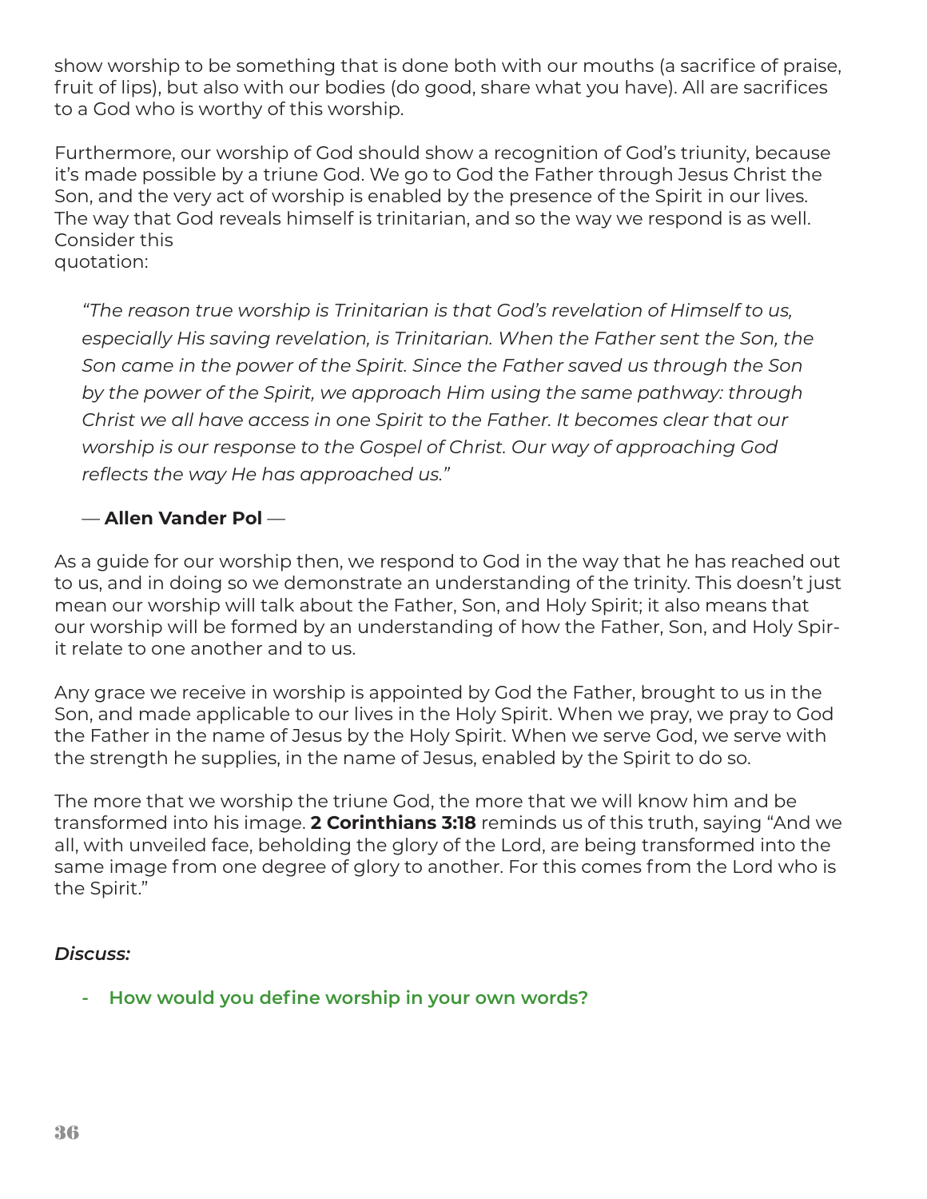show worship to be something that is done both with our mouths (a sacrifice of praise, fruit of lips), but also with our bodies (do good, share what you have). All are sacrifices to a God who is worthy of this worship.

Furthermore, our worship of God should show a recognition of God's triunity, because it's made possible by a triune God. We go to God the Father through Jesus Christ the Son, and the very act of worship is enabled by the presence of the Spirit in our lives. The way that God reveals himself is trinitarian, and so the way we respond is as well. Consider this quotation:

> *"The reason true worship is Trinitarian is that God's revelation of Himself to us, especially His saving revelation, is Trinitarian. When the Father sent the Son, the Son came in the power of the Spirit. Since the Father saved us through the Son by the power of the Spirit, we approach Him using the same pathway: through Christ we all have access in one Spirit to the Father. It becomes clear that our worship is our response to the Gospel of Christ. Our way of approaching God reflects the way He has approached us."*
>
> — **Allen Vander Pol** —

As a guide for our worship then, we respond to God in the way that he has reached out to us, and in doing so we demonstrate an understanding of the trinity. This doesn't just mean our worship will talk about the Father, Son, and Holy Spirit; it also means that our worship will be formed by an understanding of how the Father, Son, and Holy Spirit relate to one another and to us.

Any grace we receive in worship is appointed by God the Father, brought to us in the Son, and made applicable to our lives in the Holy Spirit. When we pray, we pray to God the Father in the name of Jesus by the Holy Spirit. When we serve God, we serve with the strength he supplies, in the name of Jesus, enabled by the Spirit to do so.

The more that we worship the triune God, the more that we will know him and be transformed into his image. **2 Corinthians 3:18** reminds us of this truth, saying "And we all, with unveiled face, beholding the glory of the Lord, are being transformed into the same image from one degree of glory to another. For this comes from the Lord who is the Spirit."

***Discuss:***

- **How would you define worship in your own words?**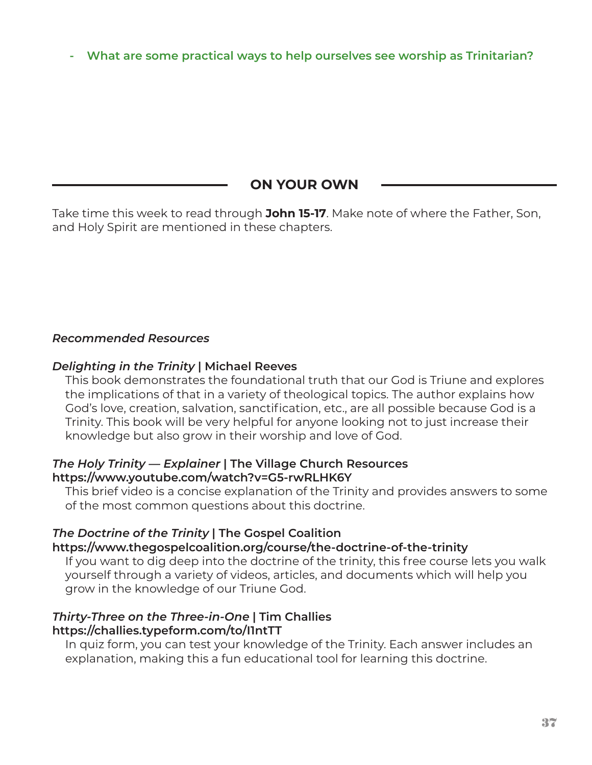- **What are some practical ways to help ourselves see worship as Trinitarian?**

## ON YOUR OWN

Take time this week to read through **John 15-17**. Make note of where the Father, Son, and Holy Spirit are mentioned in these chapters.

*Recommended Resources*

***Delighting in the Trinity* | Michael Reeves**

This book demonstrates the foundational truth that our God is Triune and explores the implications of that in a variety of theological topics. The author explains how God's love, creation, salvation, sanctification, etc., are all possible because God is a Trinity. This book will be very helpful for anyone looking not to just increase their knowledge but also grow in their worship and love of God.

***The Holy Trinity — Explainer* | The Village Church Resources**
**https://www.youtube.com/watch?v=G5-rwRLHK6Y**

This brief video is a concise explanation of the Trinity and provides answers to some of the most common questions about this doctrine.

***The Doctrine of the Trinity* | The Gospel Coalition**
**https://www.thegospelcoalition.org/course/the-doctrine-of-the-trinity**

If you want to dig deep into the doctrine of the trinity, this free course lets you walk yourself through a variety of videos, articles, and documents which will help you grow in the knowledge of our Triune God.

***Thirty-Three on the Three-in-One* | Tim Challies**
**https://challies.typeform.com/to/I1ntTT**

In quiz form, you can test your knowledge of the Trinity. Each answer includes an explanation, making this a fun educational tool for learning this doctrine.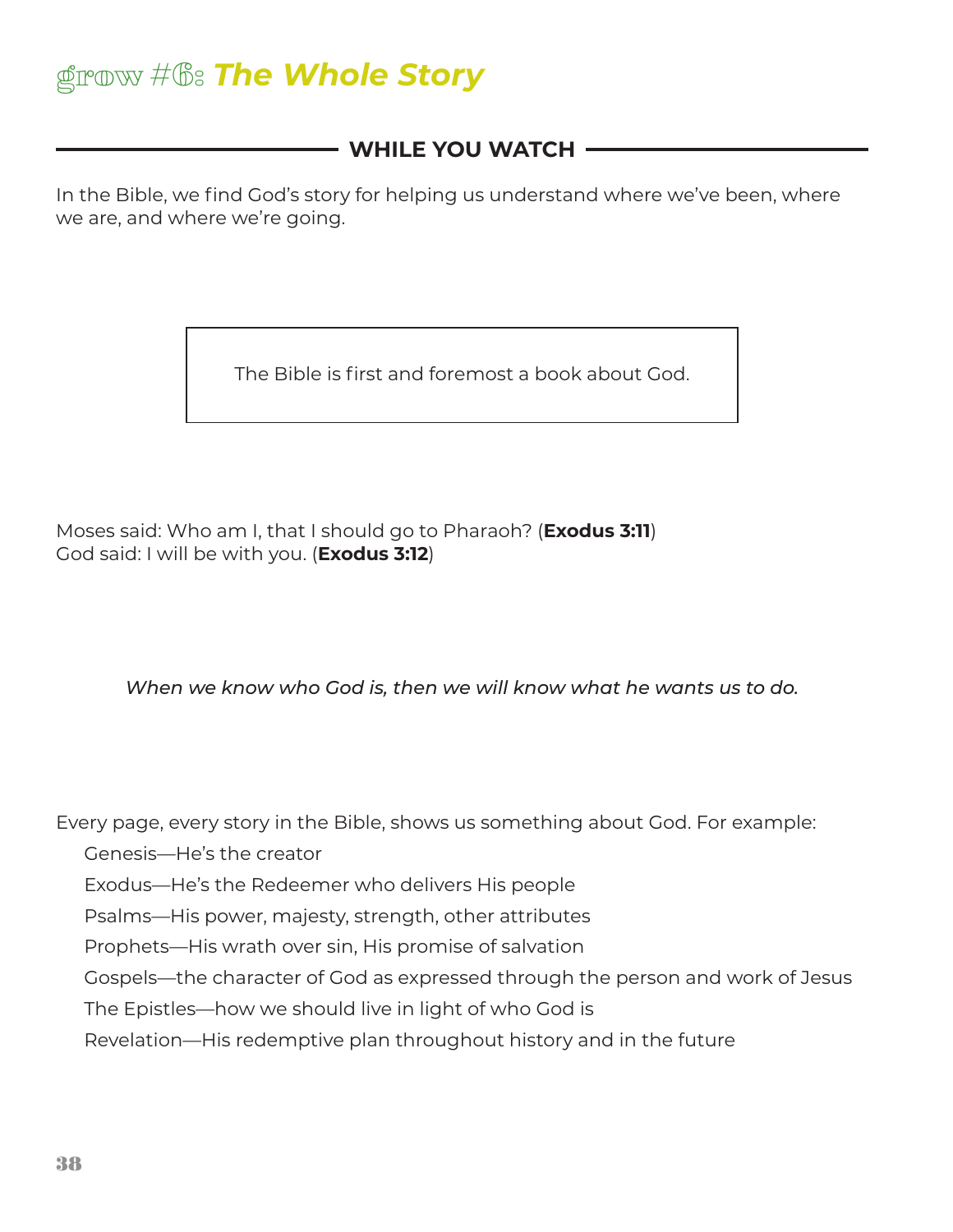# grow #6: *The Whole Story*

## WHILE YOU WATCH

In the Bible, we find God's story for helping us understand where we've been, where we are, and where we're going.

> The Bible is first and foremost a book about God.

Moses said: Who am I, that I should go to Pharaoh? (**Exodus 3:11**)
God said: I will be with you. (**Exodus 3:12**)

*When we know who God is, then we will know what he wants us to do.*

Every page, every story in the Bible, shows us something about God. For example:

- Genesis—He's the creator
- Exodus—He's the Redeemer who delivers His people
- Psalms—His power, majesty, strength, other attributes
- Prophets—His wrath over sin, His promise of salvation
- Gospels—the character of God as expressed through the person and work of Jesus
- The Epistles—how we should live in light of who God is
- Revelation—His redemptive plan throughout history and in the future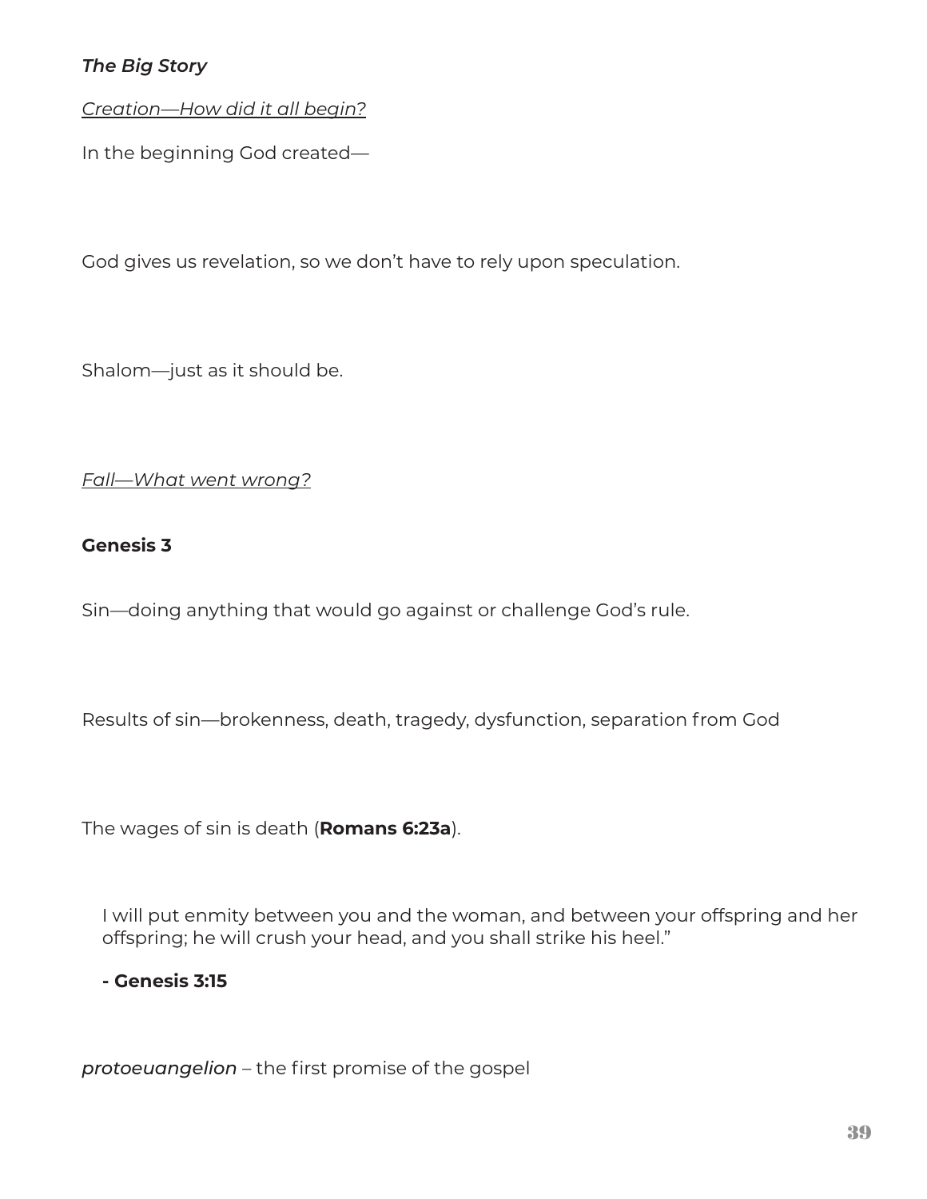***The Big Story***

*Creation—How did it all begin?*

In the beginning God created—

God gives us revelation, so we don't have to rely upon speculation.

Shalom—just as it should be.

*Fall—What went wrong?*

**Genesis 3**

Sin—doing anything that would go against or challenge God's rule.

Results of sin—brokenness, death, tragedy, dysfunction, separation from God

The wages of sin is death (**Romans 6:23a**).

> I will put enmity between you and the woman, and between your offspring and her offspring; he will crush your head, and you shall strike his heel."
>
> **- Genesis 3:15**

*protoeuangelion* – the first promise of the gospel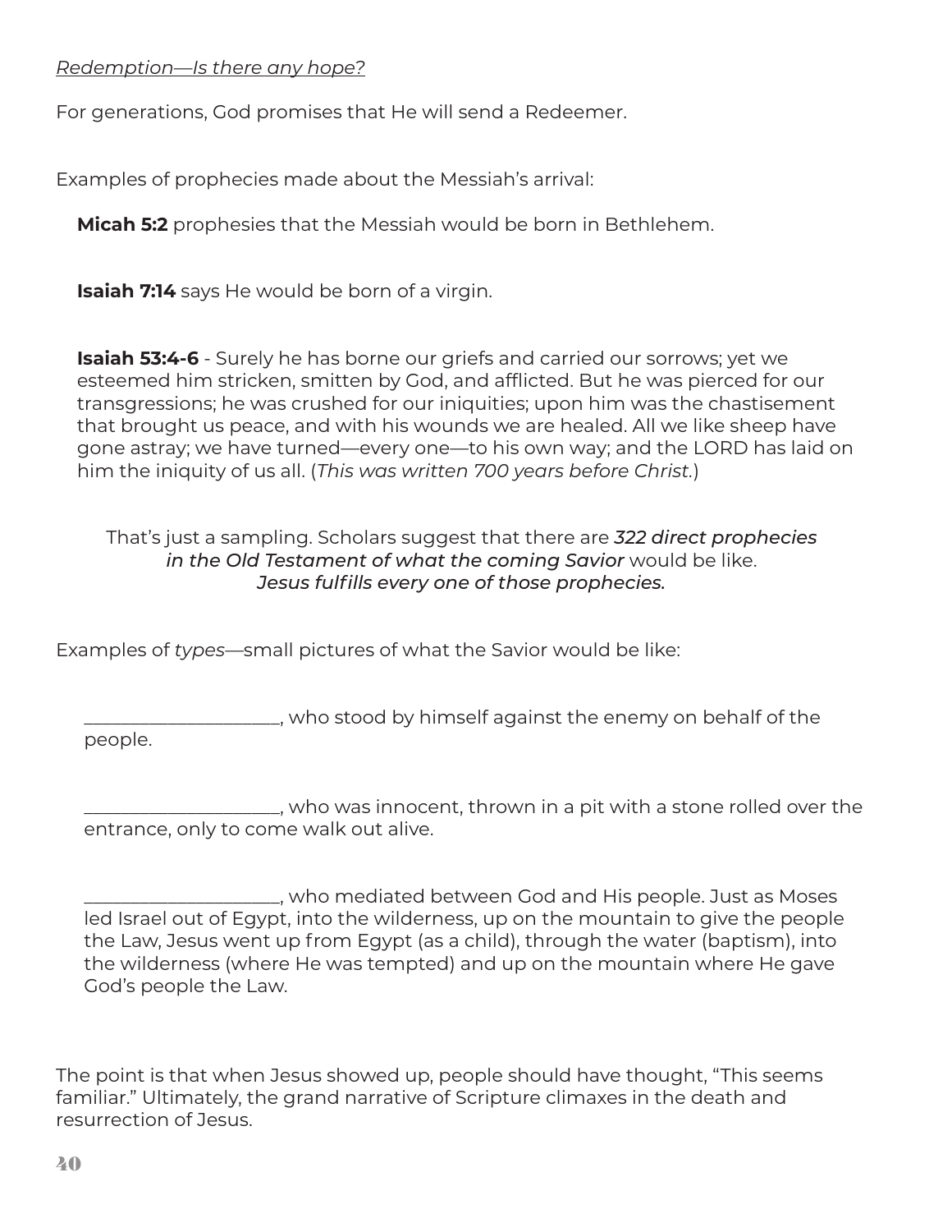*<u>Redemption—Is there any hope?</u>*

For generations, God promises that He will send a Redeemer.

Examples of prophecies made about the Messiah's arrival:

**Micah 5:2** prophesies that the Messiah would be born in Bethlehem.

**Isaiah 7:14** says He would be born of a virgin.

**Isaiah 53:4-6** - Surely he has borne our griefs and carried our sorrows; yet we esteemed him stricken, smitten by God, and afflicted. But he was pierced for our transgressions; he was crushed for our iniquities; upon him was the chastisement that brought us peace, and with his wounds we are healed. All we like sheep have gone astray; we have turned—every one—to his own way; and the LORD has laid on him the iniquity of us all. (*This was written 700 years before Christ.*)

That's just a sampling. Scholars suggest that there are *322 direct prophecies in the Old Testament of what the coming Savior* would be like. *Jesus fulfills every one of those prophecies.*

Examples of *types*—small pictures of what the Savior would be like:

____________________, who stood by himself against the enemy on behalf of the people.

____________________, who was innocent, thrown in a pit with a stone rolled over the entrance, only to come walk out alive.

____________________, who mediated between God and His people. Just as Moses led Israel out of Egypt, into the wilderness, up on the mountain to give the people the Law, Jesus went up from Egypt (as a child), through the water (baptism), into the wilderness (where He was tempted) and up on the mountain where He gave God's people the Law.

The point is that when Jesus showed up, people should have thought, "This seems familiar." Ultimately, the grand narrative of Scripture climaxes in the death and resurrection of Jesus.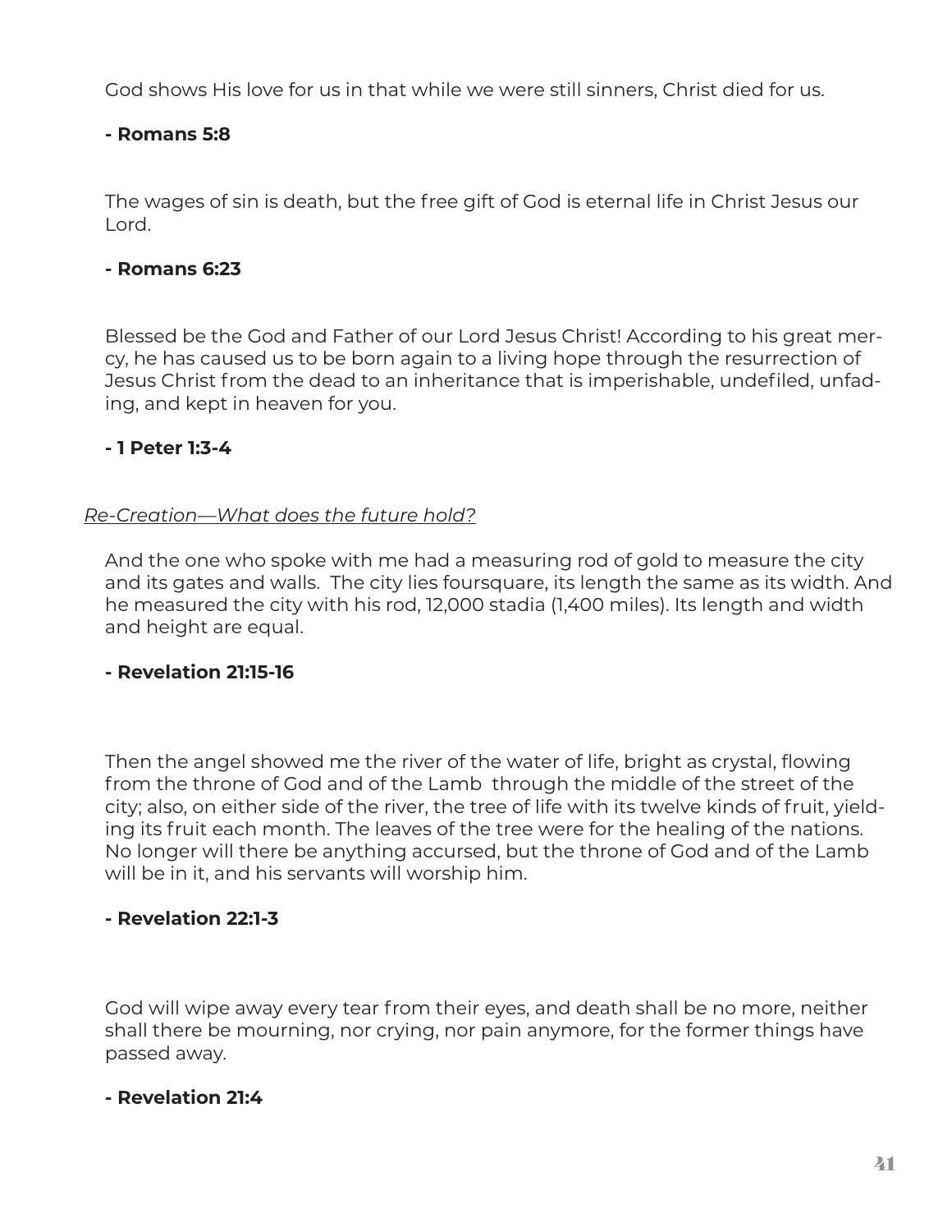God shows His love for us in that while we were still sinners, Christ died for us.

**- Romans 5:8**

The wages of sin is death, but the free gift of God is eternal life in Christ Jesus our Lord.

**- Romans 6:23**

Blessed be the God and Father of our Lord Jesus Christ! According to his great mercy, he has caused us to be born again to a living hope through the resurrection of Jesus Christ from the dead to an inheritance that is imperishable, undefiled, unfading, and kept in heaven for you.

**- 1 Peter 1:3-4**

*<u>Re-Creation—What does the future hold?</u>*

And the one who spoke with me had a measuring rod of gold to measure the city and its gates and walls.  The city lies foursquare, its length the same as its width. And he measured the city with his rod, 12,000 stadia (1,400 miles). Its length and width and height are equal.

**- Revelation 21:15-16**

Then the angel showed me the river of the water of life, bright as crystal, flowing from the throne of God and of the Lamb  through the middle of the street of the city; also, on either side of the river, the tree of life with its twelve kinds of fruit, yielding its fruit each month. The leaves of the tree were for the healing of the nations. No longer will there be anything accursed, but the throne of God and of the Lamb will be in it, and his servants will worship him.

**- Revelation 22:1-3**

God will wipe away every tear from their eyes, and death shall be no more, neither shall there be mourning, nor crying, nor pain anymore, for the former things have passed away.

**- Revelation 21:4**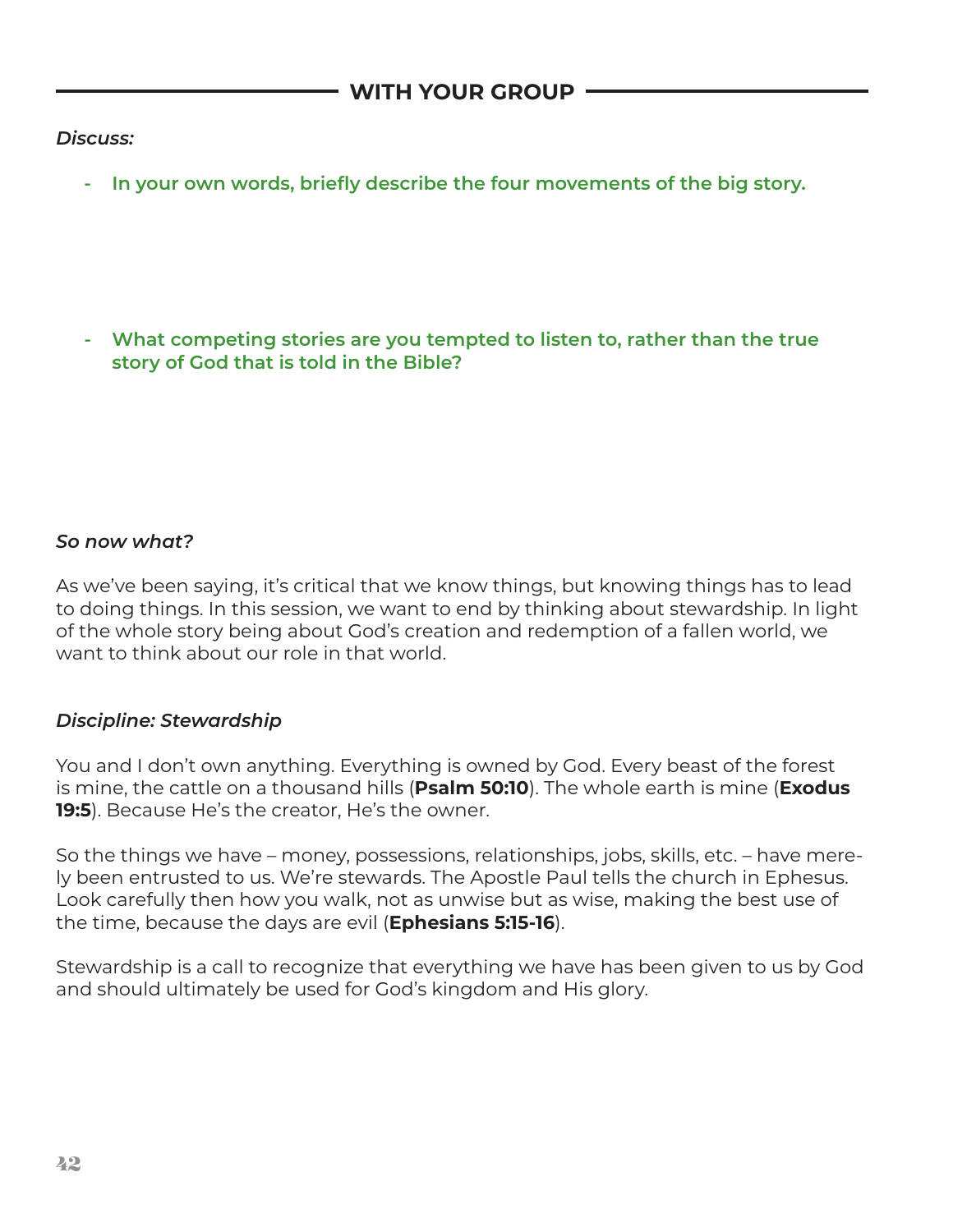## WITH YOUR GROUP

*Discuss:*

- **In your own words, briefly describe the four movements of the big story.**

- **What competing stories are you tempted to listen to, rather than the true story of God that is told in the Bible?**

***So now what?***

As we've been saying, it's critical that we know things, but knowing things has to lead to doing things. In this session, we want to end by thinking about stewardship. In light of the whole story being about God's creation and redemption of a fallen world, we want to think about our role in that world.

***Discipline: Stewardship***

You and I don't own anything. Everything is owned by God. Every beast of the forest is mine, the cattle on a thousand hills (**Psalm 50:10**). The whole earth is mine (**Exodus 19:5**). Because He's the creator, He's the owner.

So the things we have – money, possessions, relationships, jobs, skills, etc. – have merely been entrusted to us. We're stewards. The Apostle Paul tells the church in Ephesus. Look carefully then how you walk, not as unwise but as wise, making the best use of the time, because the days are evil (**Ephesians 5:15-16**).

Stewardship is a call to recognize that everything we have has been given to us by God and should ultimately be used for God's kingdom and His glory.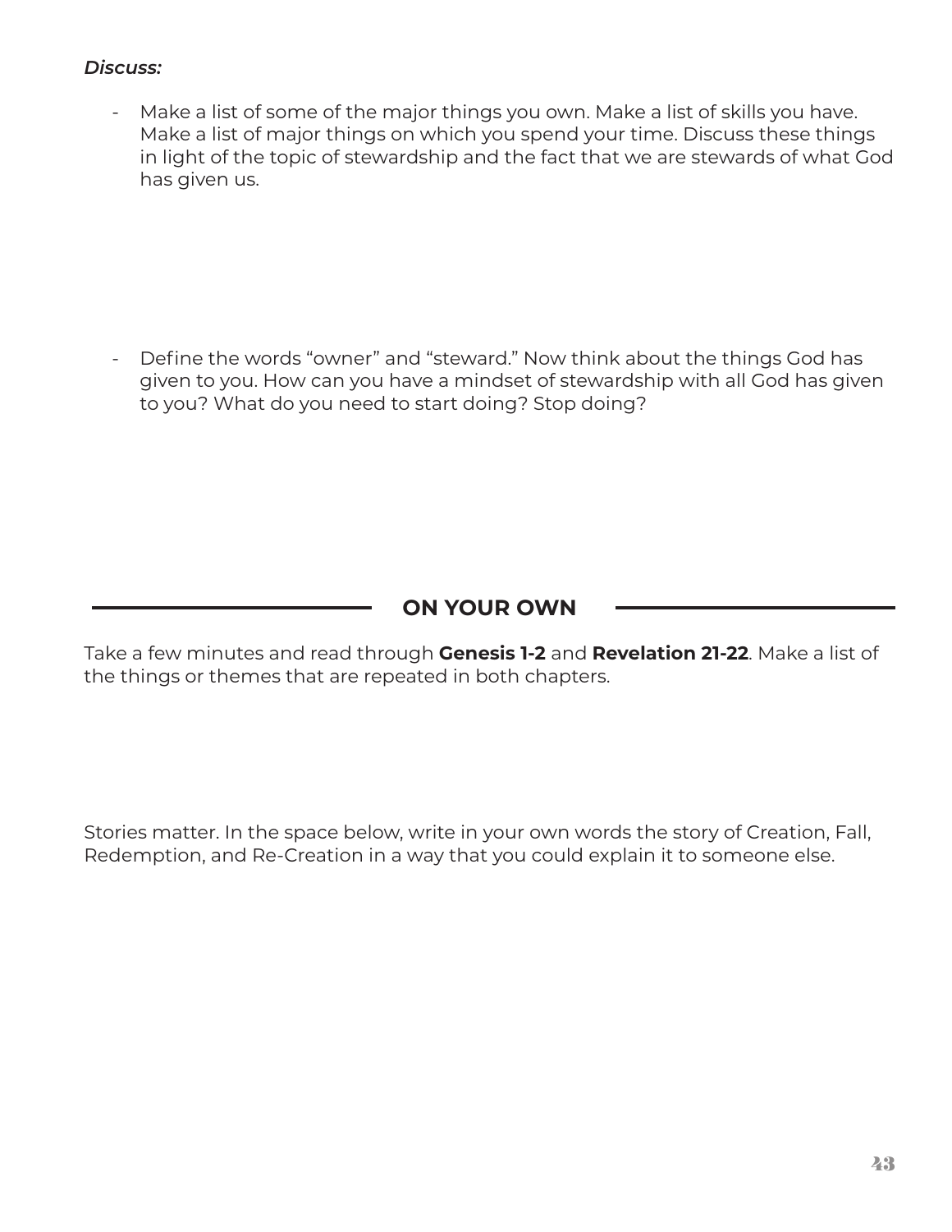***Discuss:***

- Make a list of some of the major things you own. Make a list of skills you have. Make a list of major things on which you spend your time. Discuss these things in light of the topic of stewardship and the fact that we are stewards of what God has given us.

- Define the words "owner" and "steward." Now think about the things God has given to you. How can you have a mindset of stewardship with all God has given to you? What do you need to start doing? Stop doing?

## ON YOUR OWN

Take a few minutes and read through **Genesis 1-2** and **Revelation 21-22**. Make a list of the things or themes that are repeated in both chapters.

Stories matter. In the space below, write in your own words the story of Creation, Fall, Redemption, and Re-Creation in a way that you could explain it to someone else.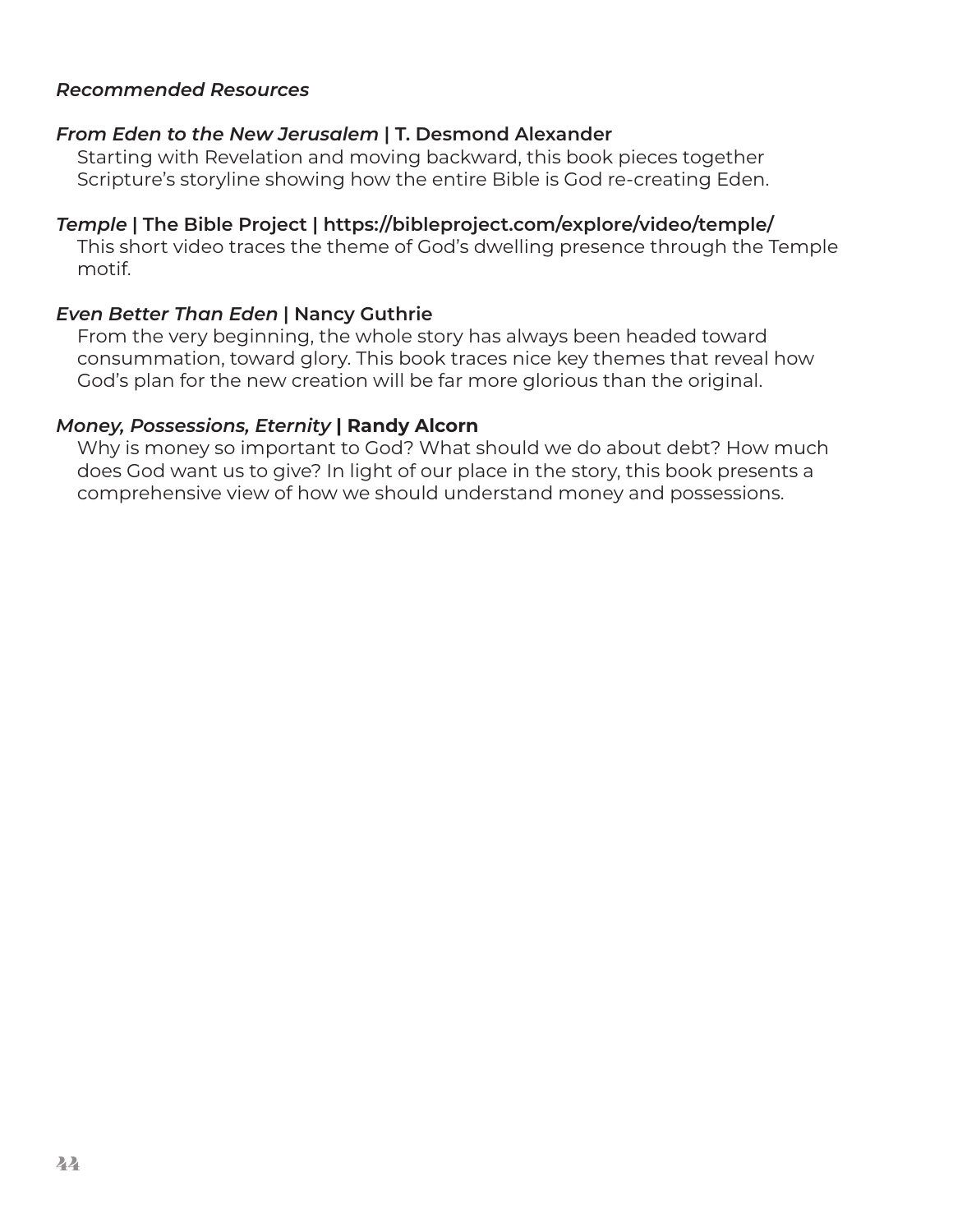*Recommended Resources*

***From Eden to the New Jerusalem* | T. Desmond Alexander**

Starting with Revelation and moving backward, this book pieces together Scripture's storyline showing how the entire Bible is God re-creating Eden.

***Temple* | The Bible Project | https://bibleproject.com/explore/video/temple/**

This short video traces the theme of God's dwelling presence through the Temple motif.

***Even Better Than Eden* | Nancy Guthrie**

From the very beginning, the whole story has always been headed toward consummation, toward glory. This book traces nice key themes that reveal how God's plan for the new creation will be far more glorious than the original.

***Money, Possessions, Eternity* | Randy Alcorn**

Why is money so important to God? What should we do about debt? How much does God want us to give? In light of our place in the story, this book presents a comprehensive view of how we should understand money and possessions.